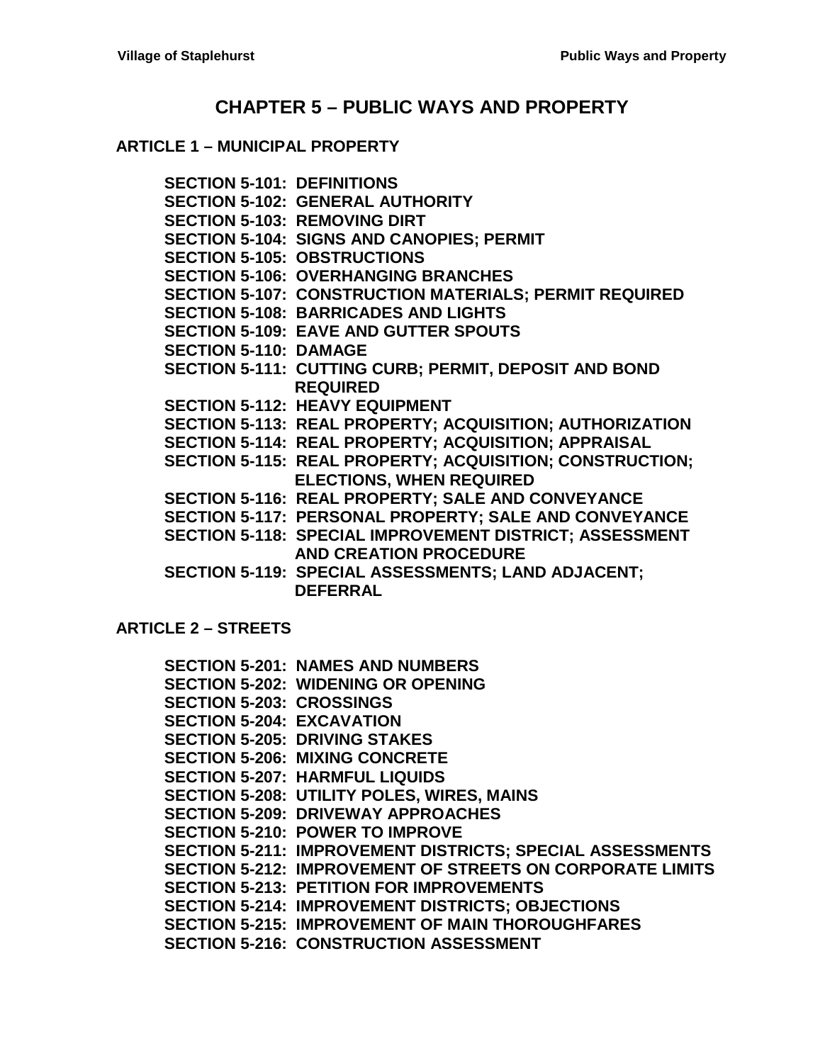# CHAPTER 5 – PUBLIC WAYS AND PROPERTY

## ARTICLE 1 – MUNICIPAL PROPERTY

**SECTION 5-101: DEFINITIONS**
**SECTION 5-102: GENERAL AUTHORITY**
**SECTION 5-103: REMOVING DIRT**
**SECTION 5-104: SIGNS AND CANOPIES; PERMIT**
**SECTION 5-105: OBSTRUCTIONS**
**SECTION 5-106: OVERHANGING BRANCHES**
**SECTION 5-107: CONSTRUCTION MATERIALS; PERMIT REQUIRED**
**SECTION 5-108: BARRICADES AND LIGHTS**
**SECTION 5-109: EAVE AND GUTTER SPOUTS**
**SECTION 5-110: DAMAGE**
**SECTION 5-111: CUTTING CURB; PERMIT, DEPOSIT AND BOND REQUIRED**
**SECTION 5-112: HEAVY EQUIPMENT**
**SECTION 5-113: REAL PROPERTY; ACQUISITION; AUTHORIZATION**
**SECTION 5-114: REAL PROPERTY; ACQUISITION; APPRAISAL**
**SECTION 5-115: REAL PROPERTY; ACQUISITION; CONSTRUCTION; ELECTIONS, WHEN REQUIRED**
**SECTION 5-116: REAL PROPERTY; SALE AND CONVEYANCE**
**SECTION 5-117: PERSONAL PROPERTY; SALE AND CONVEYANCE**
**SECTION 5-118: SPECIAL IMPROVEMENT DISTRICT; ASSESSMENT AND CREATION PROCEDURE**
**SECTION 5-119: SPECIAL ASSESSMENTS; LAND ADJACENT; DEFERRAL**

## ARTICLE 2 – STREETS

**SECTION 5-201: NAMES AND NUMBERS**
**SECTION 5-202: WIDENING OR OPENING**
**SECTION 5-203: CROSSINGS**
**SECTION 5-204: EXCAVATION**
**SECTION 5-205: DRIVING STAKES**
**SECTION 5-206: MIXING CONCRETE**
**SECTION 5-207: HARMFUL LIQUIDS**
**SECTION 5-208: UTILITY POLES, WIRES, MAINS**
**SECTION 5-209: DRIVEWAY APPROACHES**
**SECTION 5-210: POWER TO IMPROVE**
**SECTION 5-211: IMPROVEMENT DISTRICTS; SPECIAL ASSESSMENTS**
**SECTION 5-212: IMPROVEMENT OF STREETS ON CORPORATE LIMITS**
**SECTION 5-213: PETITION FOR IMPROVEMENTS**
**SECTION 5-214: IMPROVEMENT DISTRICTS; OBJECTIONS**
**SECTION 5-215: IMPROVEMENT OF MAIN THOROUGHFARES**
**SECTION 5-216: CONSTRUCTION ASSESSMENT**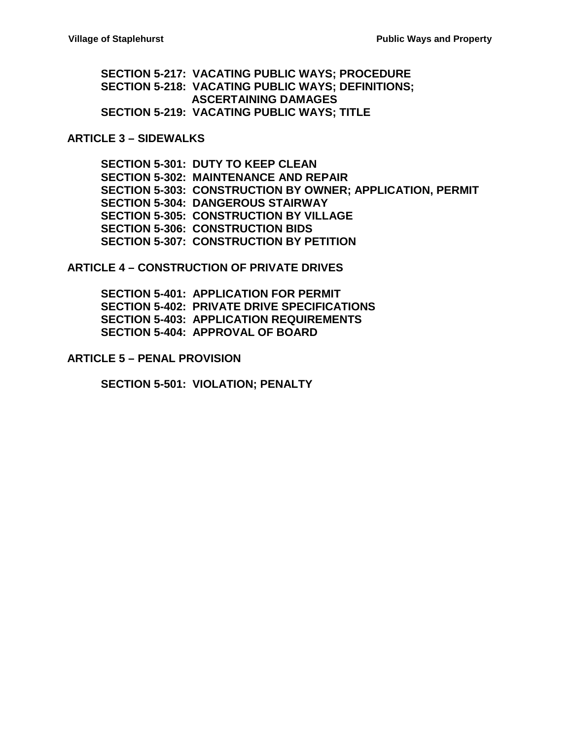**SECTION 5-217: VACATING PUBLIC WAYS; PROCEDURE**
**SECTION 5-218: VACATING PUBLIC WAYS; DEFINITIONS; ASCERTAINING DAMAGES**
**SECTION 5-219: VACATING PUBLIC WAYS; TITLE**

## ARTICLE 3 – SIDEWALKS

**SECTION 5-301: DUTY TO KEEP CLEAN**
**SECTION 5-302: MAINTENANCE AND REPAIR**
**SECTION 5-303: CONSTRUCTION BY OWNER; APPLICATION, PERMIT**
**SECTION 5-304: DANGEROUS STAIRWAY**
**SECTION 5-305: CONSTRUCTION BY VILLAGE**
**SECTION 5-306: CONSTRUCTION BIDS**
**SECTION 5-307: CONSTRUCTION BY PETITION**

## ARTICLE 4 – CONSTRUCTION OF PRIVATE DRIVES

**SECTION 5-401: APPLICATION FOR PERMIT**
**SECTION 5-402: PRIVATE DRIVE SPECIFICATIONS**
**SECTION 5-403: APPLICATION REQUIREMENTS**
**SECTION 5-404: APPROVAL OF BOARD**

## ARTICLE 5 – PENAL PROVISION

**SECTION 5-501: VIOLATION; PENALTY**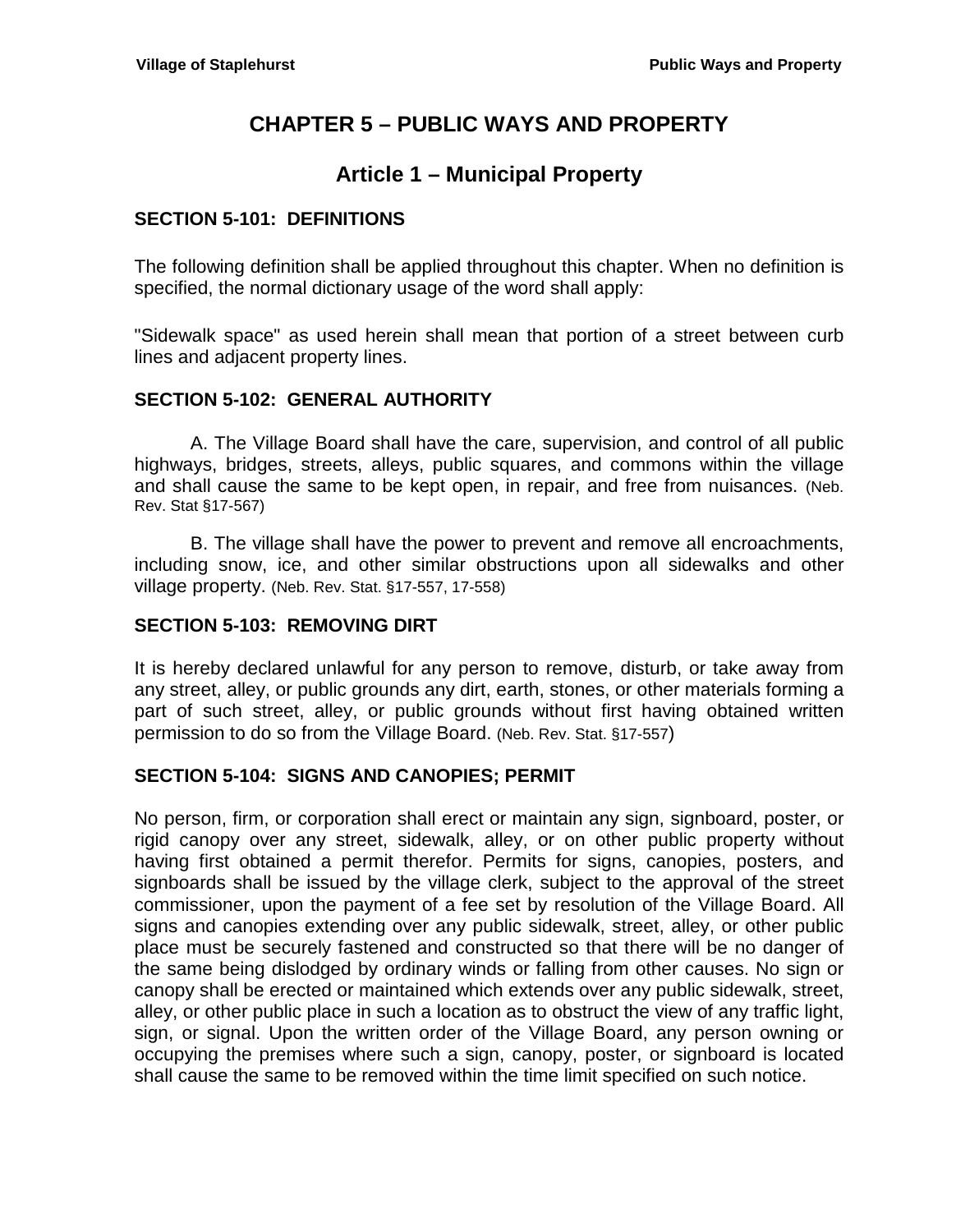# CHAPTER 5 – PUBLIC WAYS AND PROPERTY

## Article 1 – Municipal Property

### SECTION 5-101: DEFINITIONS

The following definition shall be applied throughout this chapter. When no definition is specified, the normal dictionary usage of the word shall apply:

"Sidewalk space" as used herein shall mean that portion of a street between curb lines and adjacent property lines.

### SECTION 5-102: GENERAL AUTHORITY

A. The Village Board shall have the care, supervision, and control of all public highways, bridges, streets, alleys, public squares, and commons within the village and shall cause the same to be kept open, in repair, and free from nuisances. (Neb. Rev. Stat §17-567)

B. The village shall have the power to prevent and remove all encroachments, including snow, ice, and other similar obstructions upon all sidewalks and other village property. (Neb. Rev. Stat. §17-557, 17-558)

### SECTION 5-103: REMOVING DIRT

It is hereby declared unlawful for any person to remove, disturb, or take away from any street, alley, or public grounds any dirt, earth, stones, or other materials forming a part of such street, alley, or public grounds without first having obtained written permission to do so from the Village Board. (Neb. Rev. Stat. §17-557)

### SECTION 5-104: SIGNS AND CANOPIES; PERMIT

No person, firm, or corporation shall erect or maintain any sign, signboard, poster, or rigid canopy over any street, sidewalk, alley, or on other public property without having first obtained a permit therefor. Permits for signs, canopies, posters, and signboards shall be issued by the village clerk, subject to the approval of the street commissioner, upon the payment of a fee set by resolution of the Village Board. All signs and canopies extending over any public sidewalk, street, alley, or other public place must be securely fastened and constructed so that there will be no danger of the same being dislodged by ordinary winds or falling from other causes. No sign or canopy shall be erected or maintained which extends over any public sidewalk, street, alley, or other public place in such a location as to obstruct the view of any traffic light, sign, or signal. Upon the written order of the Village Board, any person owning or occupying the premises where such a sign, canopy, poster, or signboard is located shall cause the same to be removed within the time limit specified on such notice.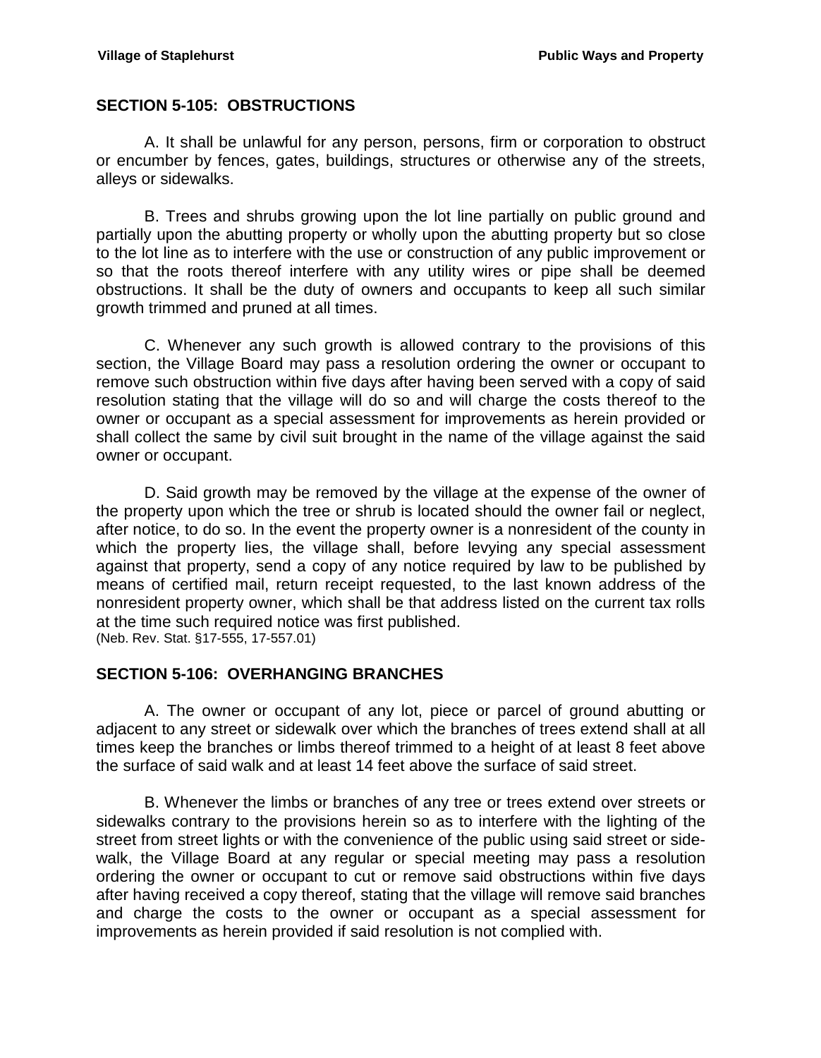## SECTION 5-105: OBSTRUCTIONS

A. It shall be unlawful for any person, persons, firm or corporation to obstruct or encumber by fences, gates, buildings, structures or otherwise any of the streets, alleys or sidewalks.

B. Trees and shrubs growing upon the lot line partially on public ground and partially upon the abutting property or wholly upon the abutting property but so close to the lot line as to interfere with the use or construction of any public improvement or so that the roots thereof interfere with any utility wires or pipe shall be deemed obstructions. It shall be the duty of owners and occupants to keep all such similar growth trimmed and pruned at all times.

C. Whenever any such growth is allowed contrary to the provisions of this section, the Village Board may pass a resolution ordering the owner or occupant to remove such obstruction within five days after having been served with a copy of said resolution stating that the village will do so and will charge the costs thereof to the owner or occupant as a special assessment for improvements as herein provided or shall collect the same by civil suit brought in the name of the village against the said owner or occupant.

D. Said growth may be removed by the village at the expense of the owner of the property upon which the tree or shrub is located should the owner fail or neglect, after notice, to do so. In the event the property owner is a nonresident of the county in which the property lies, the village shall, before levying any special assessment against that property, send a copy of any notice required by law to be published by means of certified mail, return receipt requested, to the last known address of the nonresident property owner, which shall be that address listed on the current tax rolls at the time such required notice was first published.
(Neb. Rev. Stat. §17-555, 17-557.01)

## SECTION 5-106: OVERHANGING BRANCHES

A. The owner or occupant of any lot, piece or parcel of ground abutting or adjacent to any street or sidewalk over which the branches of trees extend shall at all times keep the branches or limbs thereof trimmed to a height of at least 8 feet above the surface of said walk and at least 14 feet above the surface of said street.

B. Whenever the limbs or branches of any tree or trees extend over streets or sidewalks contrary to the provisions herein so as to interfere with the lighting of the street from street lights or with the convenience of the public using said street or sidewalk, the Village Board at any regular or special meeting may pass a resolution ordering the owner or occupant to cut or remove said obstructions within five days after having received a copy thereof, stating that the village will remove said branches and charge the costs to the owner or occupant as a special assessment for improvements as herein provided if said resolution is not complied with.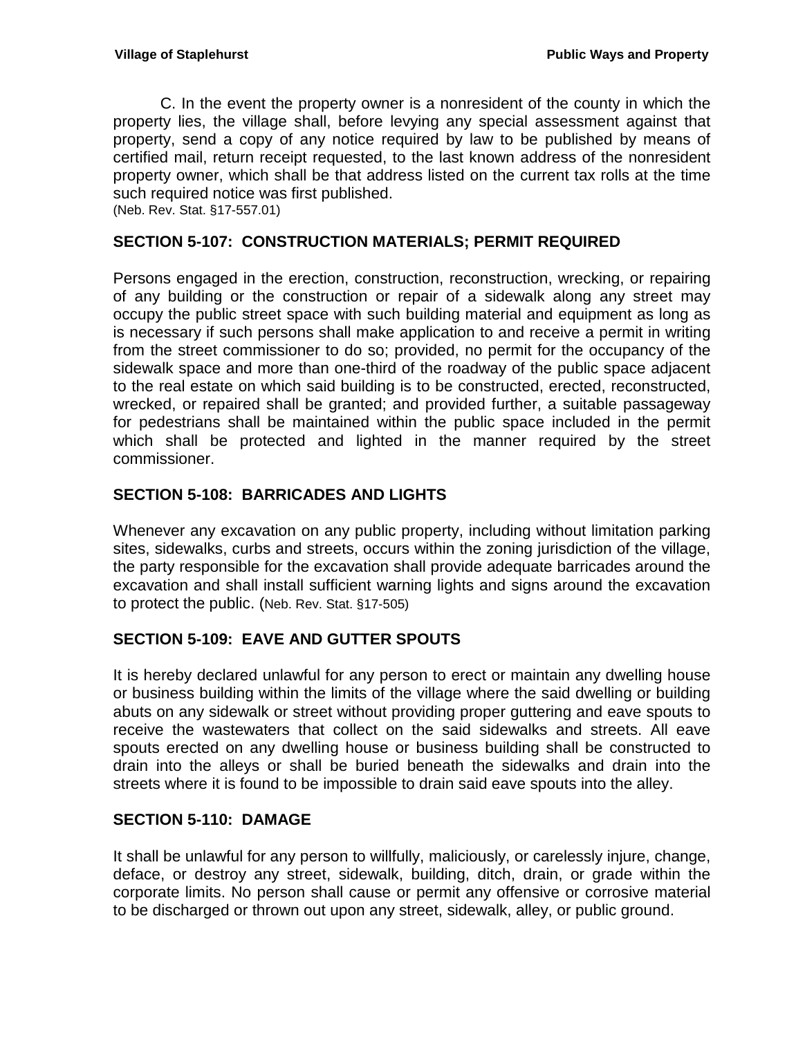C. In the event the property owner is a nonresident of the county in which the property lies, the village shall, before levying any special assessment against that property, send a copy of any notice required by law to be published by means of certified mail, return receipt requested, to the last known address of the nonresident property owner, which shall be that address listed on the current tax rolls at the time such required notice was first published.
(Neb. Rev. Stat. §17-557.01)

## SECTION 5-107: CONSTRUCTION MATERIALS; PERMIT REQUIRED

Persons engaged in the erection, construction, reconstruction, wrecking, or repairing of any building or the construction or repair of a sidewalk along any street may occupy the public street space with such building material and equipment as long as is necessary if such persons shall make application to and receive a permit in writing from the street commissioner to do so; provided, no permit for the occupancy of the sidewalk space and more than one-third of the roadway of the public space adjacent to the real estate on which said building is to be constructed, erected, reconstructed, wrecked, or repaired shall be granted; and provided further, a suitable passageway for pedestrians shall be maintained within the public space included in the permit which shall be protected and lighted in the manner required by the street commissioner.

## SECTION 5-108: BARRICADES AND LIGHTS

Whenever any excavation on any public property, including without limitation parking sites, sidewalks, curbs and streets, occurs within the zoning jurisdiction of the village, the party responsible for the excavation shall provide adequate barricades around the excavation and shall install sufficient warning lights and signs around the excavation to protect the public. (Neb. Rev. Stat. §17-505)

## SECTION 5-109: EAVE AND GUTTER SPOUTS

It is hereby declared unlawful for any person to erect or maintain any dwelling house or business building within the limits of the village where the said dwelling or building abuts on any sidewalk or street without providing proper guttering and eave spouts to receive the wastewaters that collect on the said sidewalks and streets. All eave spouts erected on any dwelling house or business building shall be constructed to drain into the alleys or shall be buried beneath the sidewalks and drain into the streets where it is found to be impossible to drain said eave spouts into the alley.

## SECTION 5-110: DAMAGE

It shall be unlawful for any person to willfully, maliciously, or carelessly injure, change, deface, or destroy any street, sidewalk, building, ditch, drain, or grade within the corporate limits. No person shall cause or permit any offensive or corrosive material to be discharged or thrown out upon any street, sidewalk, alley, or public ground.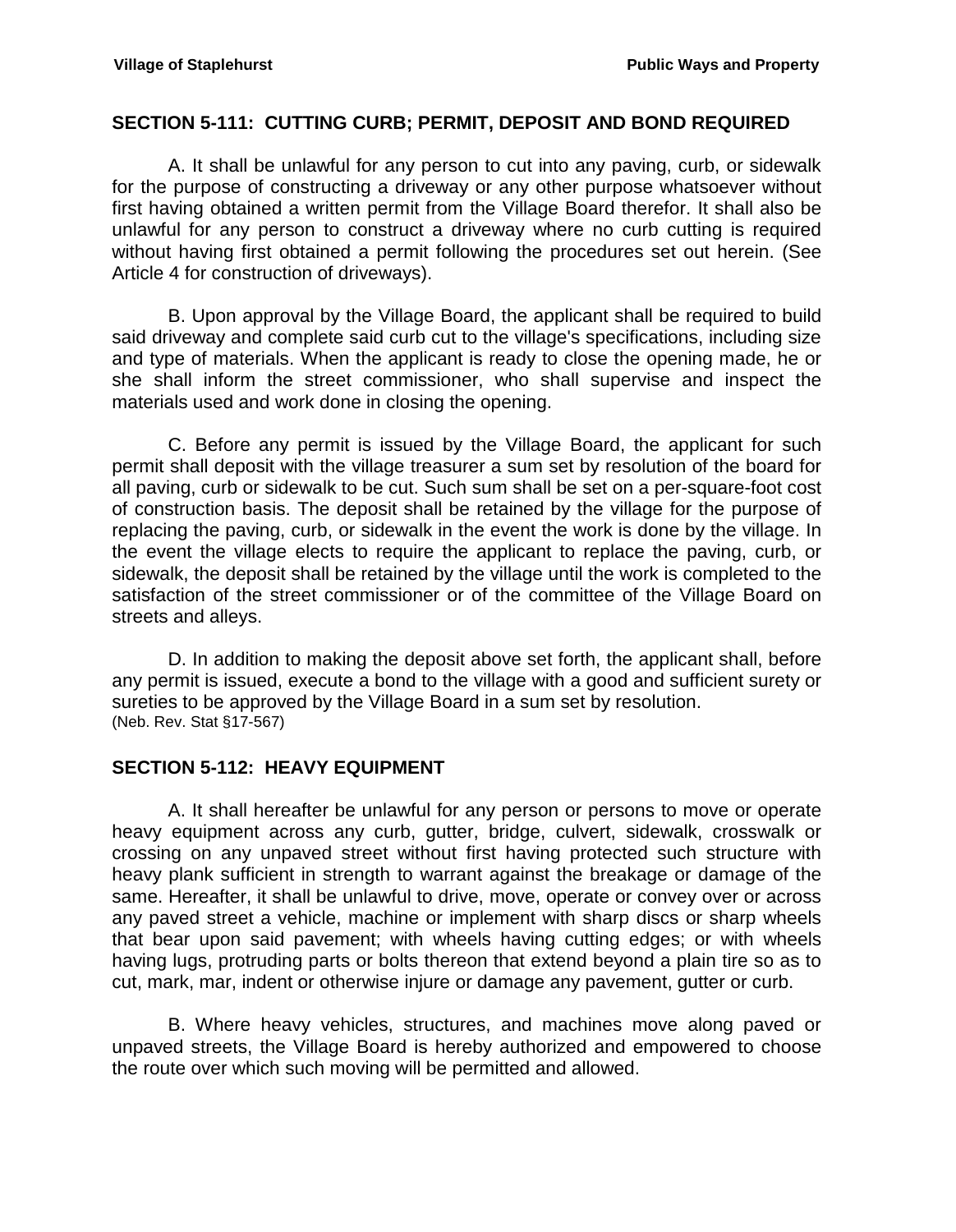## SECTION 5-111: CUTTING CURB; PERMIT, DEPOSIT AND BOND REQUIRED

A. It shall be unlawful for any person to cut into any paving, curb, or sidewalk for the purpose of constructing a driveway or any other purpose whatsoever without first having obtained a written permit from the Village Board therefor. It shall also be unlawful for any person to construct a driveway where no curb cutting is required without having first obtained a permit following the procedures set out herein. (See Article 4 for construction of driveways).

B. Upon approval by the Village Board, the applicant shall be required to build said driveway and complete said curb cut to the village's specifications, including size and type of materials. When the applicant is ready to close the opening made, he or she shall inform the street commissioner, who shall supervise and inspect the materials used and work done in closing the opening.

C. Before any permit is issued by the Village Board, the applicant for such permit shall deposit with the village treasurer a sum set by resolution of the board for all paving, curb or sidewalk to be cut. Such sum shall be set on a per-square-foot cost of construction basis. The deposit shall be retained by the village for the purpose of replacing the paving, curb, or sidewalk in the event the work is done by the village. In the event the village elects to require the applicant to replace the paving, curb, or sidewalk, the deposit shall be retained by the village until the work is completed to the satisfaction of the street commissioner or of the committee of the Village Board on streets and alleys.

D. In addition to making the deposit above set forth, the applicant shall, before any permit is issued, execute a bond to the village with a good and sufficient surety or sureties to be approved by the Village Board in a sum set by resolution.
(Neb. Rev. Stat §17-567)

## SECTION 5-112: HEAVY EQUIPMENT

A. It shall hereafter be unlawful for any person or persons to move or operate heavy equipment across any curb, gutter, bridge, culvert, sidewalk, crosswalk or crossing on any unpaved street without first having protected such structure with heavy plank sufficient in strength to warrant against the breakage or damage of the same. Hereafter, it shall be unlawful to drive, move, operate or convey over or across any paved street a vehicle, machine or implement with sharp discs or sharp wheels that bear upon said pavement; with wheels having cutting edges; or with wheels having lugs, protruding parts or bolts thereon that extend beyond a plain tire so as to cut, mark, mar, indent or otherwise injure or damage any pavement, gutter or curb.

B. Where heavy vehicles, structures, and machines move along paved or unpaved streets, the Village Board is hereby authorized and empowered to choose the route over which such moving will be permitted and allowed.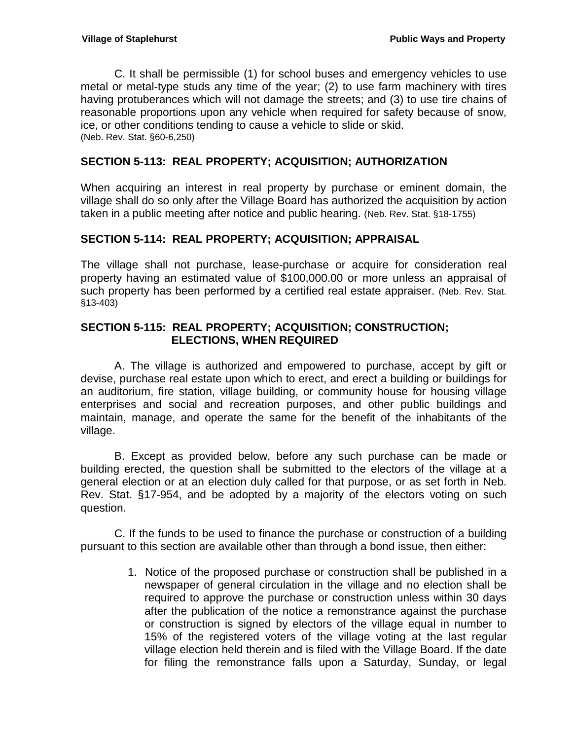C. It shall be permissible (1) for school buses and emergency vehicles to use metal or metal-type studs any time of the year; (2) to use farm machinery with tires having protuberances which will not damage the streets; and (3) to use tire chains of reasonable proportions upon any vehicle when required for safety because of snow, ice, or other conditions tending to cause a vehicle to slide or skid.
(Neb. Rev. Stat. §60-6,250)

### SECTION 5-113: REAL PROPERTY; ACQUISITION; AUTHORIZATION

When acquiring an interest in real property by purchase or eminent domain, the village shall do so only after the Village Board has authorized the acquisition by action taken in a public meeting after notice and public hearing. (Neb. Rev. Stat. §18-1755)

### SECTION 5-114: REAL PROPERTY; ACQUISITION; APPRAISAL

The village shall not purchase, lease-purchase or acquire for consideration real property having an estimated value of $100,000.00 or more unless an appraisal of such property has been performed by a certified real estate appraiser. (Neb. Rev. Stat. §13-403)

### SECTION 5-115: REAL PROPERTY; ACQUISITION; CONSTRUCTION; ELECTIONS, WHEN REQUIRED

A. The village is authorized and empowered to purchase, accept by gift or devise, purchase real estate upon which to erect, and erect a building or buildings for an auditorium, fire station, village building, or community house for housing village enterprises and social and recreation purposes, and other public buildings and maintain, manage, and operate the same for the benefit of the inhabitants of the village.

B. Except as provided below, before any such purchase can be made or building erected, the question shall be submitted to the electors of the village at a general election or at an election duly called for that purpose, or as set forth in Neb. Rev. Stat. §17-954, and be adopted by a majority of the electors voting on such question.

C. If the funds to be used to finance the purchase or construction of a building pursuant to this section are available other than through a bond issue, then either:

1. Notice of the proposed purchase or construction shall be published in a newspaper of general circulation in the village and no election shall be required to approve the purchase or construction unless within 30 days after the publication of the notice a remonstrance against the purchase or construction is signed by electors of the village equal in number to 15% of the registered voters of the village voting at the last regular village election held therein and is filed with the Village Board. If the date for filing the remonstrance falls upon a Saturday, Sunday, or legal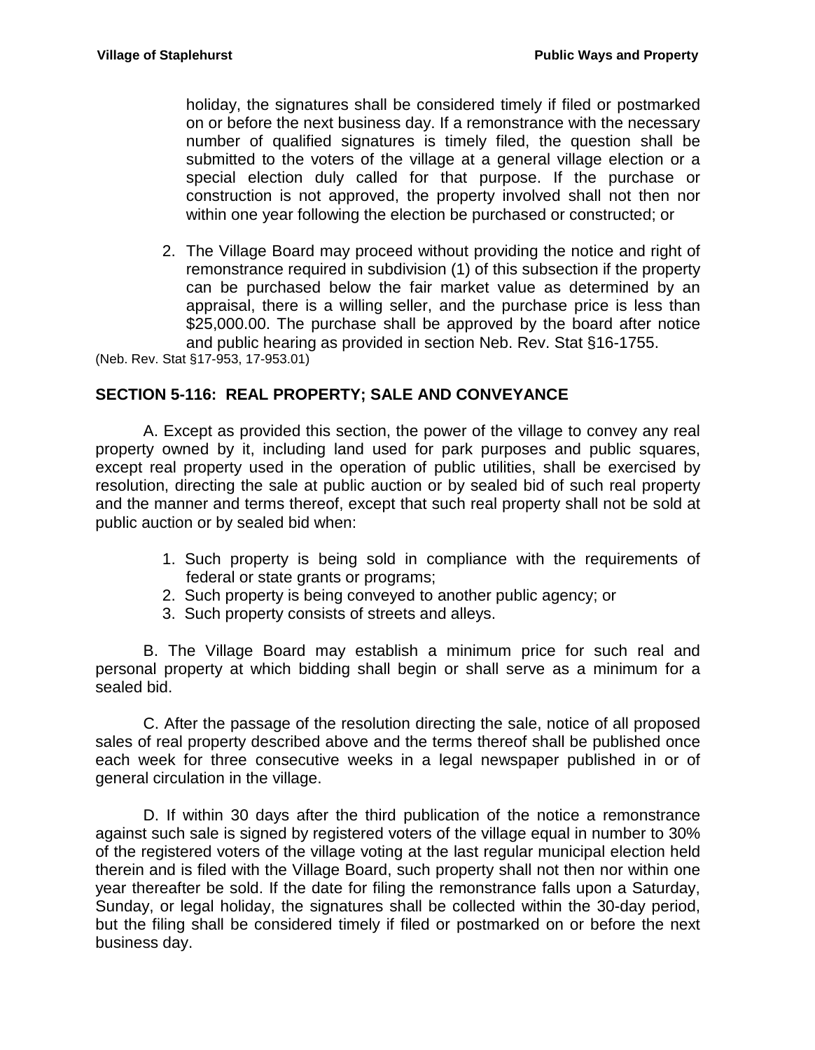holiday, the signatures shall be considered timely if filed or postmarked on or before the next business day. If a remonstrance with the necessary number of qualified signatures is timely filed, the question shall be submitted to the voters of the village at a general village election or a special election duly called for that purpose. If the purchase or construction is not approved, the property involved shall not then nor within one year following the election be purchased or constructed; or

2. The Village Board may proceed without providing the notice and right of remonstrance required in subdivision (1) of this subsection if the property can be purchased below the fair market value as determined by an appraisal, there is a willing seller, and the purchase price is less than $25,000.00. The purchase shall be approved by the board after notice and public hearing as provided in section Neb. Rev. Stat §16-1755.

(Neb. Rev. Stat §17-953, 17-953.01)

## SECTION 5-116: REAL PROPERTY; SALE AND CONVEYANCE

A. Except as provided this section, the power of the village to convey any real property owned by it, including land used for park purposes and public squares, except real property used in the operation of public utilities, shall be exercised by resolution, directing the sale at public auction or by sealed bid of such real property and the manner and terms thereof, except that such real property shall not be sold at public auction or by sealed bid when:

1. Such property is being sold in compliance with the requirements of federal or state grants or programs;
2. Such property is being conveyed to another public agency; or
3. Such property consists of streets and alleys.

B. The Village Board may establish a minimum price for such real and personal property at which bidding shall begin or shall serve as a minimum for a sealed bid.

C. After the passage of the resolution directing the sale, notice of all proposed sales of real property described above and the terms thereof shall be published once each week for three consecutive weeks in a legal newspaper published in or of general circulation in the village.

D. If within 30 days after the third publication of the notice a remonstrance against such sale is signed by registered voters of the village equal in number to 30% of the registered voters of the village voting at the last regular municipal election held therein and is filed with the Village Board, such property shall not then nor within one year thereafter be sold. If the date for filing the remonstrance falls upon a Saturday, Sunday, or legal holiday, the signatures shall be collected within the 30-day period, but the filing shall be considered timely if filed or postmarked on or before the next business day.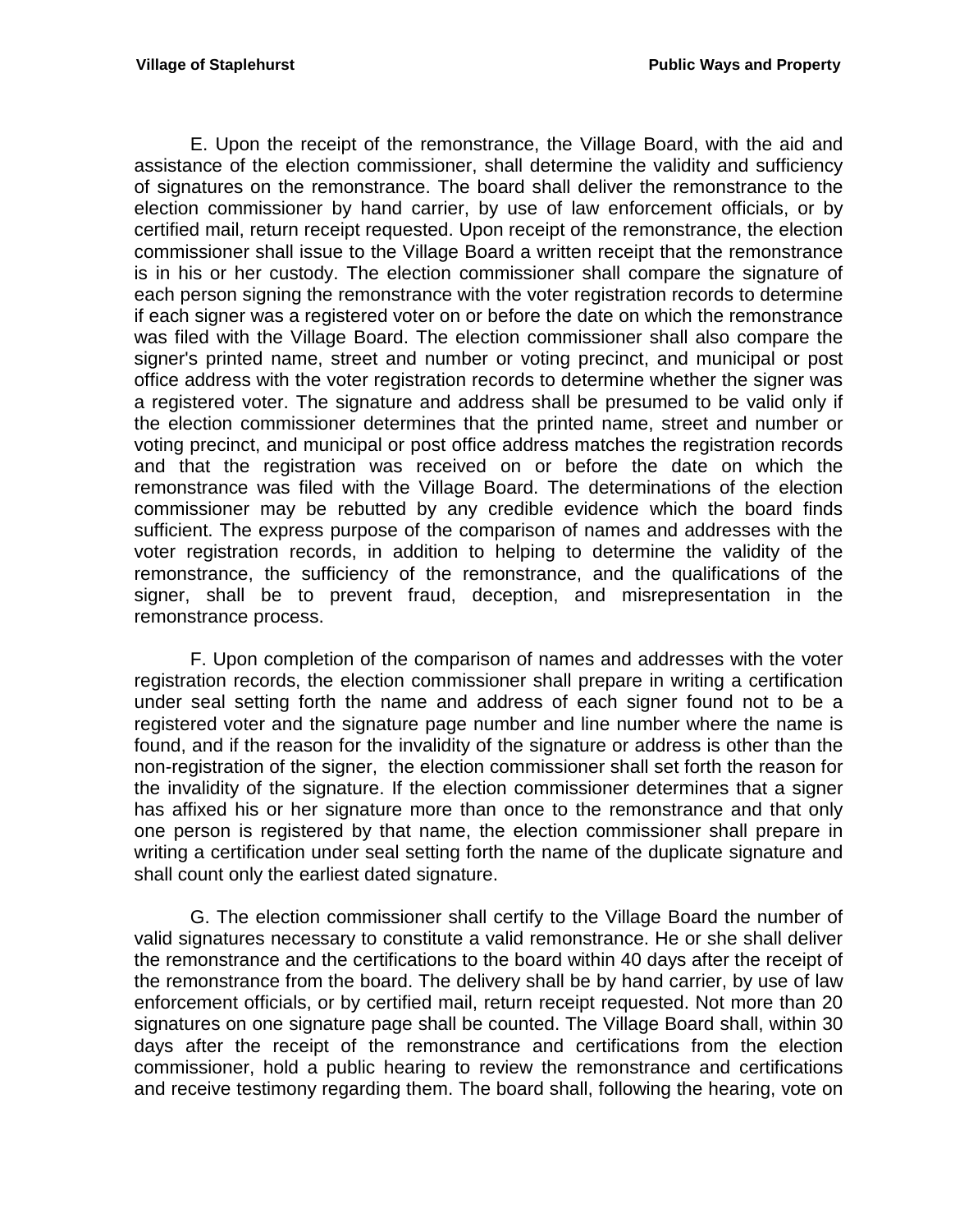E. Upon the receipt of the remonstrance, the Village Board, with the aid and assistance of the election commissioner, shall determine the validity and sufficiency of signatures on the remonstrance. The board shall deliver the remonstrance to the election commissioner by hand carrier, by use of law enforcement officials, or by certified mail, return receipt requested. Upon receipt of the remonstrance, the election commissioner shall issue to the Village Board a written receipt that the remonstrance is in his or her custody. The election commissioner shall compare the signature of each person signing the remonstrance with the voter registration records to determine if each signer was a registered voter on or before the date on which the remonstrance was filed with the Village Board. The election commissioner shall also compare the signer's printed name, street and number or voting precinct, and municipal or post office address with the voter registration records to determine whether the signer was a registered voter. The signature and address shall be presumed to be valid only if the election commissioner determines that the printed name, street and number or voting precinct, and municipal or post office address matches the registration records and that the registration was received on or before the date on which the remonstrance was filed with the Village Board. The determinations of the election commissioner may be rebutted by any credible evidence which the board finds sufficient. The express purpose of the comparison of names and addresses with the voter registration records, in addition to helping to determine the validity of the remonstrance, the sufficiency of the remonstrance, and the qualifications of the signer, shall be to prevent fraud, deception, and misrepresentation in the remonstrance process.

F. Upon completion of the comparison of names and addresses with the voter registration records, the election commissioner shall prepare in writing a certification under seal setting forth the name and address of each signer found not to be a registered voter and the signature page number and line number where the name is found, and if the reason for the invalidity of the signature or address is other than the non-registration of the signer, the election commissioner shall set forth the reason for the invalidity of the signature. If the election commissioner determines that a signer has affixed his or her signature more than once to the remonstrance and that only one person is registered by that name, the election commissioner shall prepare in writing a certification under seal setting forth the name of the duplicate signature and shall count only the earliest dated signature.

G. The election commissioner shall certify to the Village Board the number of valid signatures necessary to constitute a valid remonstrance. He or she shall deliver the remonstrance and the certifications to the board within 40 days after the receipt of the remonstrance from the board. The delivery shall be by hand carrier, by use of law enforcement officials, or by certified mail, return receipt requested. Not more than 20 signatures on one signature page shall be counted. The Village Board shall, within 30 days after the receipt of the remonstrance and certifications from the election commissioner, hold a public hearing to review the remonstrance and certifications and receive testimony regarding them. The board shall, following the hearing, vote on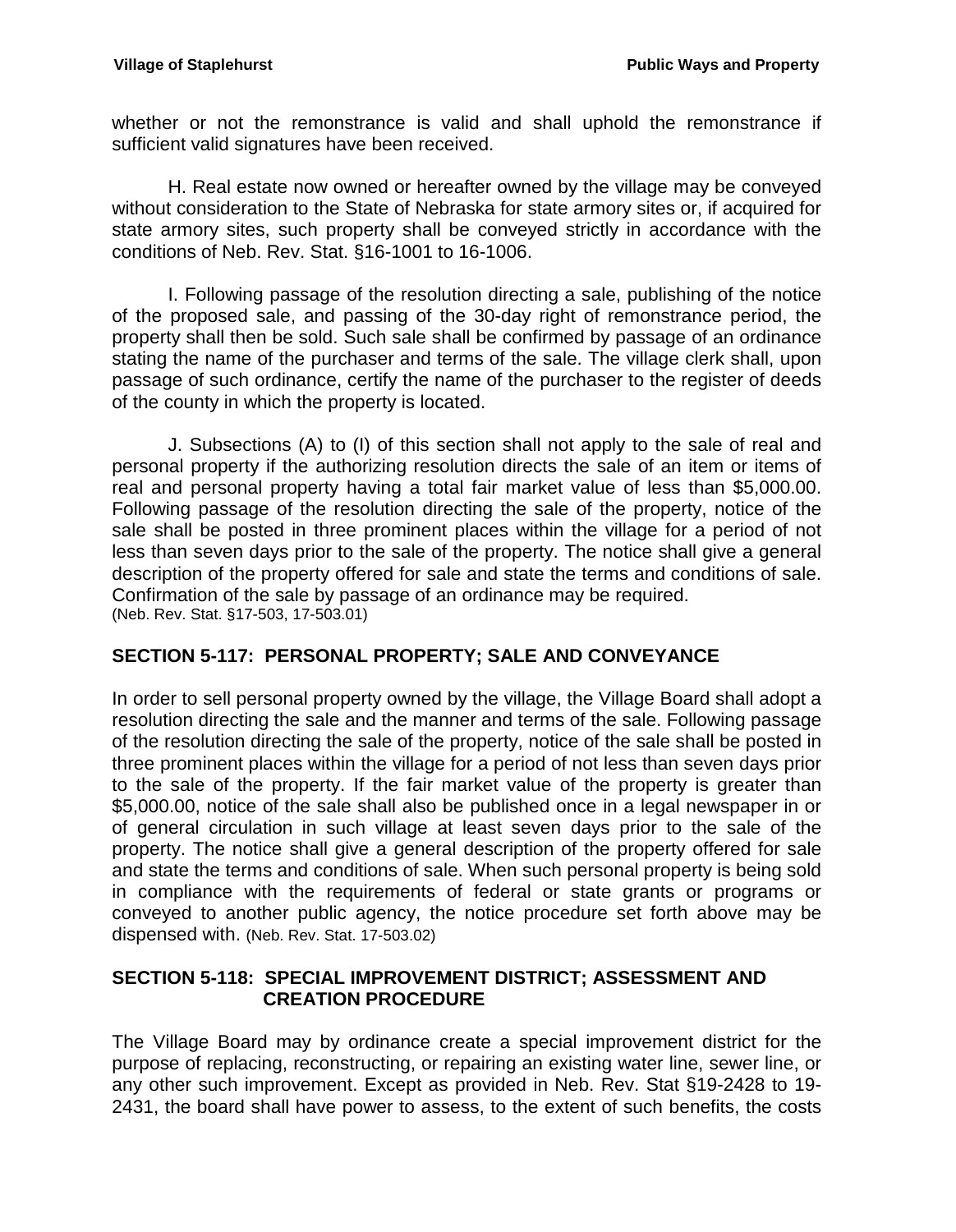whether or not the remonstrance is valid and shall uphold the remonstrance if sufficient valid signatures have been received.

H. Real estate now owned or hereafter owned by the village may be conveyed without consideration to the State of Nebraska for state armory sites or, if acquired for state armory sites, such property shall be conveyed strictly in accordance with the conditions of Neb. Rev. Stat. §16-1001 to 16-1006.

I. Following passage of the resolution directing a sale, publishing of the notice of the proposed sale, and passing of the 30-day right of remonstrance period, the property shall then be sold. Such sale shall be confirmed by passage of an ordinance stating the name of the purchaser and terms of the sale. The village clerk shall, upon passage of such ordinance, certify the name of the purchaser to the register of deeds of the county in which the property is located.

J. Subsections (A) to (I) of this section shall not apply to the sale of real and personal property if the authorizing resolution directs the sale of an item or items of real and personal property having a total fair market value of less than $5,000.00. Following passage of the resolution directing the sale of the property, notice of the sale shall be posted in three prominent places within the village for a period of not less than seven days prior to the sale of the property. The notice shall give a general description of the property offered for sale and state the terms and conditions of sale. Confirmation of the sale by passage of an ordinance may be required.
(Neb. Rev. Stat. §17-503, 17-503.01)

## SECTION 5-117: PERSONAL PROPERTY; SALE AND CONVEYANCE

In order to sell personal property owned by the village, the Village Board shall adopt a resolution directing the sale and the manner and terms of the sale. Following passage of the resolution directing the sale of the property, notice of the sale shall be posted in three prominent places within the village for a period of not less than seven days prior to the sale of the property. If the fair market value of the property is greater than $5,000.00, notice of the sale shall also be published once in a legal newspaper in or of general circulation in such village at least seven days prior to the sale of the property. The notice shall give a general description of the property offered for sale and state the terms and conditions of sale. When such personal property is being sold in compliance with the requirements of federal or state grants or programs or conveyed to another public agency, the notice procedure set forth above may be dispensed with. (Neb. Rev. Stat. 17-503.02)

## SECTION 5-118: SPECIAL IMPROVEMENT DISTRICT; ASSESSMENT AND CREATION PROCEDURE

The Village Board may by ordinance create a special improvement district for the purpose of replacing, reconstructing, or repairing an existing water line, sewer line, or any other such improvement. Except as provided in Neb. Rev. Stat §19-2428 to 19-2431, the board shall have power to assess, to the extent of such benefits, the costs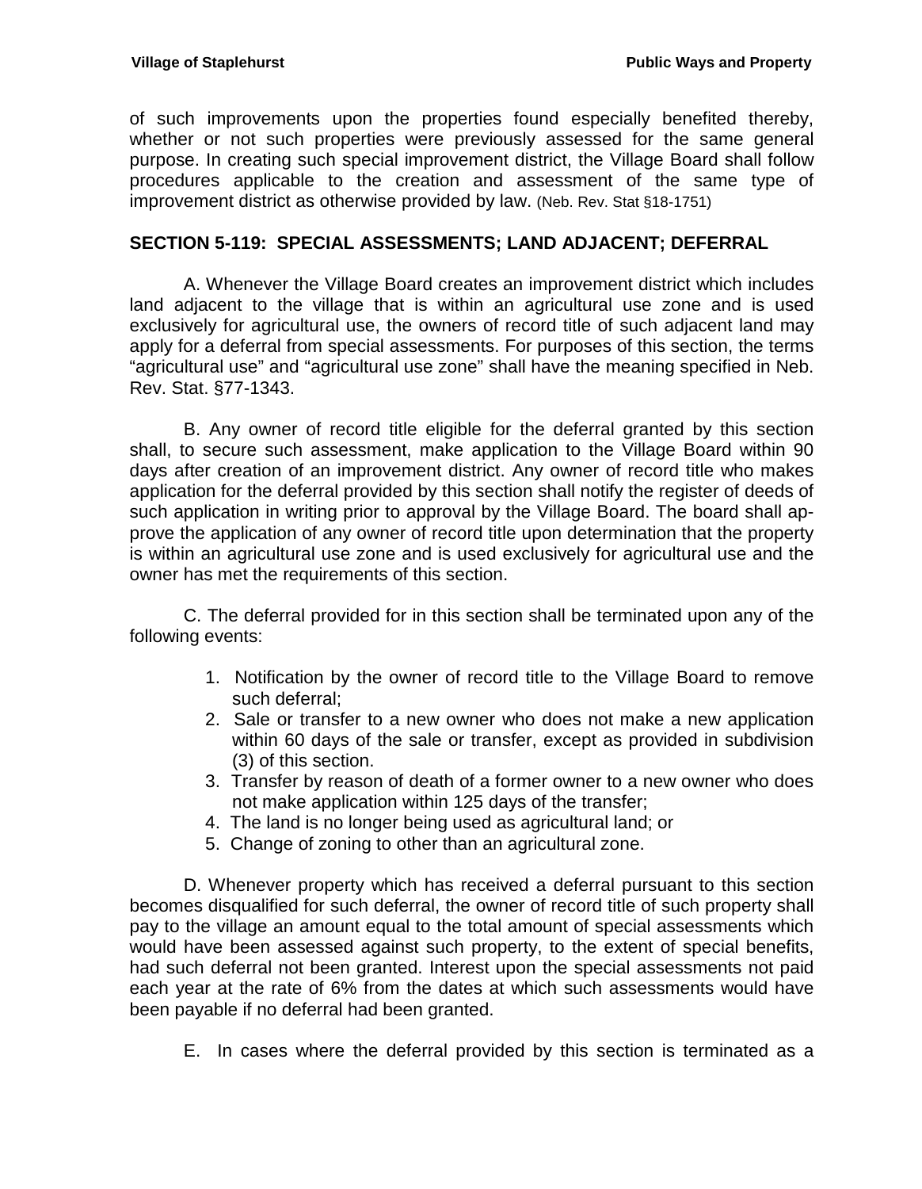of such improvements upon the properties found especially benefited thereby, whether or not such properties were previously assessed for the same general purpose. In creating such special improvement district, the Village Board shall follow procedures applicable to the creation and assessment of the same type of improvement district as otherwise provided by law. (Neb. Rev. Stat §18-1751)

## SECTION 5-119: SPECIAL ASSESSMENTS; LAND ADJACENT; DEFERRAL

A. Whenever the Village Board creates an improvement district which includes land adjacent to the village that is within an agricultural use zone and is used exclusively for agricultural use, the owners of record title of such adjacent land may apply for a deferral from special assessments. For purposes of this section, the terms "agricultural use" and "agricultural use zone" shall have the meaning specified in Neb. Rev. Stat. §77-1343.

B. Any owner of record title eligible for the deferral granted by this section shall, to secure such assessment, make application to the Village Board within 90 days after creation of an improvement district. Any owner of record title who makes application for the deferral provided by this section shall notify the register of deeds of such application in writing prior to approval by the Village Board. The board shall approve the application of any owner of record title upon determination that the property is within an agricultural use zone and is used exclusively for agricultural use and the owner has met the requirements of this section.

C. The deferral provided for in this section shall be terminated upon any of the following events:

1. Notification by the owner of record title to the Village Board to remove such deferral;
2. Sale or transfer to a new owner who does not make a new application within 60 days of the sale or transfer, except as provided in subdivision (3) of this section.
3. Transfer by reason of death of a former owner to a new owner who does not make application within 125 days of the transfer;
4. The land is no longer being used as agricultural land; or
5. Change of zoning to other than an agricultural zone.

D. Whenever property which has received a deferral pursuant to this section becomes disqualified for such deferral, the owner of record title of such property shall pay to the village an amount equal to the total amount of special assessments which would have been assessed against such property, to the extent of special benefits, had such deferral not been granted. Interest upon the special assessments not paid each year at the rate of 6% from the dates at which such assessments would have been payable if no deferral had been granted.

E. In cases where the deferral provided by this section is terminated as a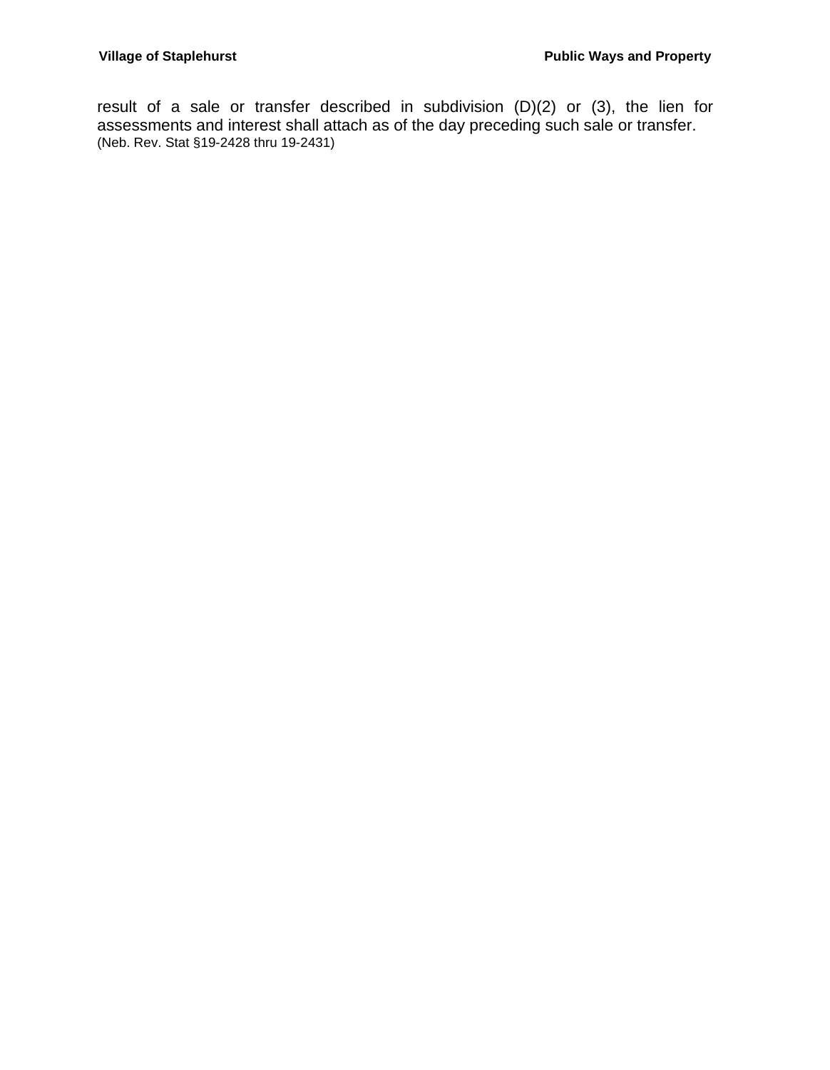result of a sale or transfer described in subdivision (D)(2) or (3), the lien for assessments and interest shall attach as of the day preceding such sale or transfer.
(Neb. Rev. Stat §19-2428 thru 19-2431)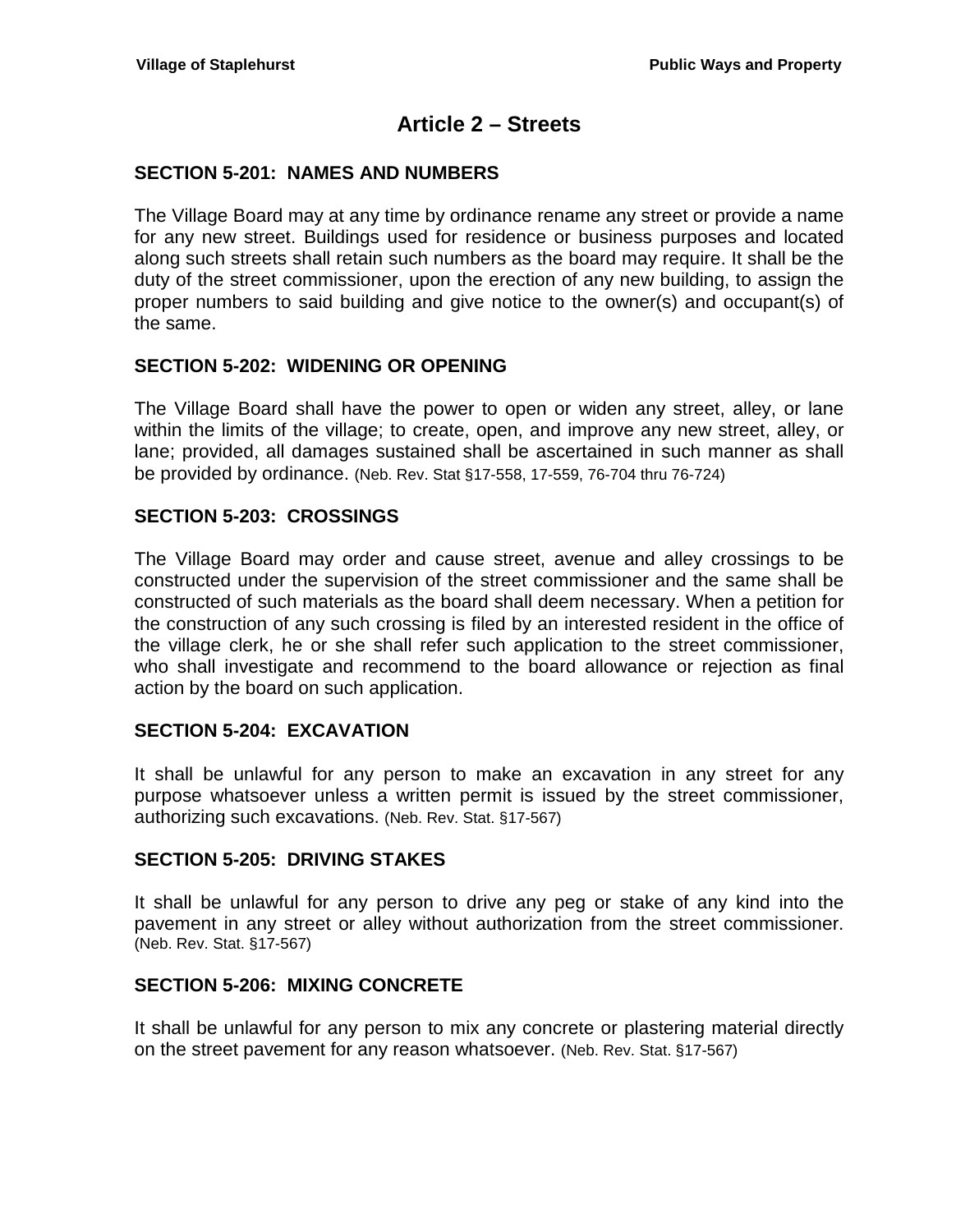# Article 2 – Streets

## SECTION 5-201: NAMES AND NUMBERS

The Village Board may at any time by ordinance rename any street or provide a name for any new street. Buildings used for residence or business purposes and located along such streets shall retain such numbers as the board may require. It shall be the duty of the street commissioner, upon the erection of any new building, to assign the proper numbers to said building and give notice to the owner(s) and occupant(s) of the same.

## SECTION 5-202: WIDENING OR OPENING

The Village Board shall have the power to open or widen any street, alley, or lane within the limits of the village; to create, open, and improve any new street, alley, or lane; provided, all damages sustained shall be ascertained in such manner as shall be provided by ordinance. (Neb. Rev. Stat §17-558, 17-559, 76-704 thru 76-724)

## SECTION 5-203: CROSSINGS

The Village Board may order and cause street, avenue and alley crossings to be constructed under the supervision of the street commissioner and the same shall be constructed of such materials as the board shall deem necessary. When a petition for the construction of any such crossing is filed by an interested resident in the office of the village clerk, he or she shall refer such application to the street commissioner, who shall investigate and recommend to the board allowance or rejection as final action by the board on such application.

## SECTION 5-204: EXCAVATION

It shall be unlawful for any person to make an excavation in any street for any purpose whatsoever unless a written permit is issued by the street commissioner, authorizing such excavations. (Neb. Rev. Stat. §17-567)

## SECTION 5-205: DRIVING STAKES

It shall be unlawful for any person to drive any peg or stake of any kind into the pavement in any street or alley without authorization from the street commissioner. (Neb. Rev. Stat. §17-567)

## SECTION 5-206: MIXING CONCRETE

It shall be unlawful for any person to mix any concrete or plastering material directly on the street pavement for any reason whatsoever. (Neb. Rev. Stat. §17-567)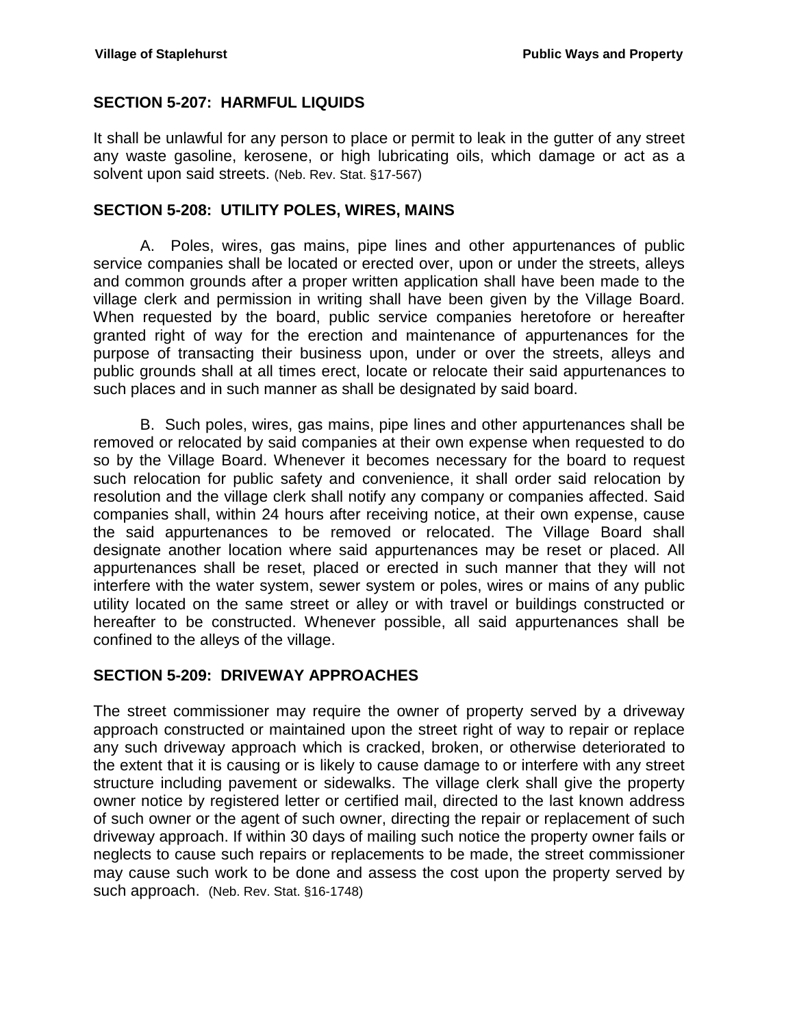## SECTION 5-207: HARMFUL LIQUIDS

It shall be unlawful for any person to place or permit to leak in the gutter of any street any waste gasoline, kerosene, or high lubricating oils, which damage or act as a solvent upon said streets. (Neb. Rev. Stat. §17-567)

## SECTION 5-208: UTILITY POLES, WIRES, MAINS

A. Poles, wires, gas mains, pipe lines and other appurtenances of public service companies shall be located or erected over, upon or under the streets, alleys and common grounds after a proper written application shall have been made to the village clerk and permission in writing shall have been given by the Village Board. When requested by the board, public service companies heretofore or hereafter granted right of way for the erection and maintenance of appurtenances for the purpose of transacting their business upon, under or over the streets, alleys and public grounds shall at all times erect, locate or relocate their said appurtenances to such places and in such manner as shall be designated by said board.

B. Such poles, wires, gas mains, pipe lines and other appurtenances shall be removed or relocated by said companies at their own expense when requested to do so by the Village Board. Whenever it becomes necessary for the board to request such relocation for public safety and convenience, it shall order said relocation by resolution and the village clerk shall notify any company or companies affected. Said companies shall, within 24 hours after receiving notice, at their own expense, cause the said appurtenances to be removed or relocated. The Village Board shall designate another location where said appurtenances may be reset or placed. All appurtenances shall be reset, placed or erected in such manner that they will not interfere with the water system, sewer system or poles, wires or mains of any public utility located on the same street or alley or with travel or buildings constructed or hereafter to be constructed. Whenever possible, all said appurtenances shall be confined to the alleys of the village.

## SECTION 5-209: DRIVEWAY APPROACHES

The street commissioner may require the owner of property served by a driveway approach constructed or maintained upon the street right of way to repair or replace any such driveway approach which is cracked, broken, or otherwise deteriorated to the extent that it is causing or is likely to cause damage to or interfere with any street structure including pavement or sidewalks. The village clerk shall give the property owner notice by registered letter or certified mail, directed to the last known address of such owner or the agent of such owner, directing the repair or replacement of such driveway approach. If within 30 days of mailing such notice the property owner fails or neglects to cause such repairs or replacements to be made, the street commissioner may cause such work to be done and assess the cost upon the property served by such approach. (Neb. Rev. Stat. §16-1748)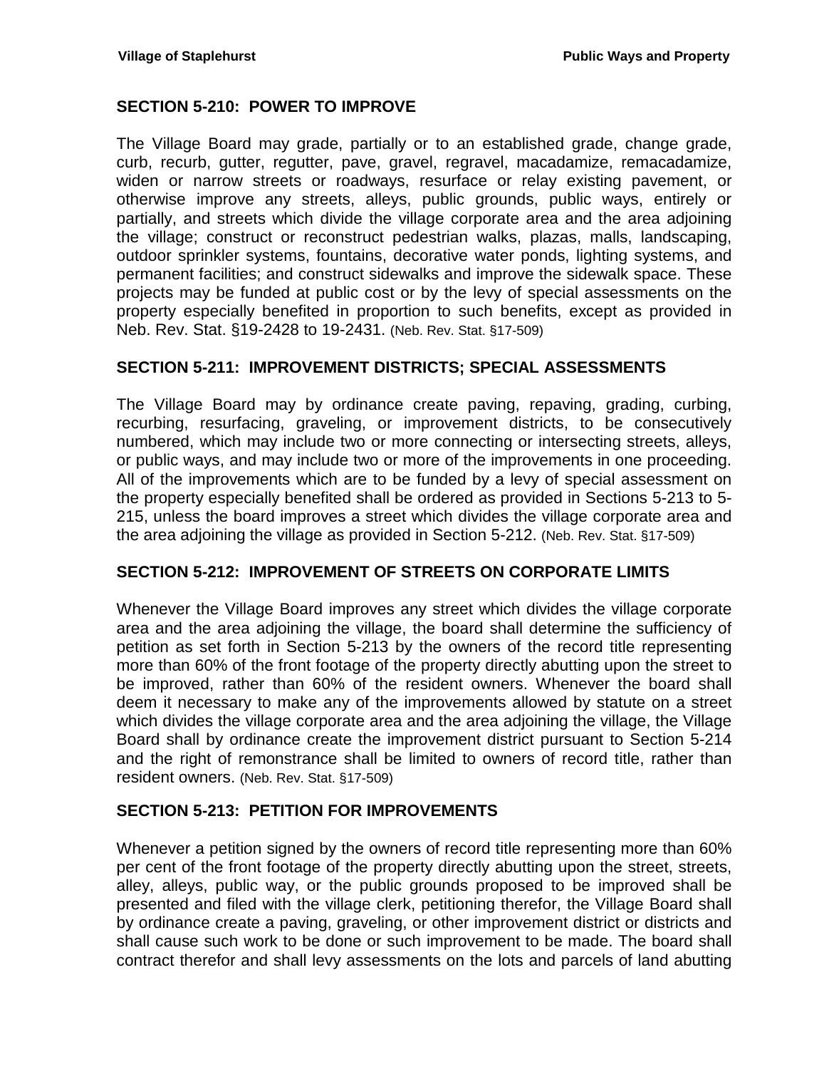## SECTION 5-210: POWER TO IMPROVE

The Village Board may grade, partially or to an established grade, change grade, curb, recurb, gutter, regutter, pave, gravel, regravel, macadamize, remacadamize, widen or narrow streets or roadways, resurface or relay existing pavement, or otherwise improve any streets, alleys, public grounds, public ways, entirely or partially, and streets which divide the village corporate area and the area adjoining the village; construct or reconstruct pedestrian walks, plazas, malls, landscaping, outdoor sprinkler systems, fountains, decorative water ponds, lighting systems, and permanent facilities; and construct sidewalks and improve the sidewalk space. These projects may be funded at public cost or by the levy of special assessments on the property especially benefited in proportion to such benefits, except as provided in Neb. Rev. Stat. §19-2428 to 19-2431. (Neb. Rev. Stat. §17-509)

## SECTION 5-211: IMPROVEMENT DISTRICTS; SPECIAL ASSESSMENTS

The Village Board may by ordinance create paving, repaving, grading, curbing, recurbing, resurfacing, graveling, or improvement districts, to be consecutively numbered, which may include two or more connecting or intersecting streets, alleys, or public ways, and may include two or more of the improvements in one proceeding. All of the improvements which are to be funded by a levy of special assessment on the property especially benefited shall be ordered as provided in Sections 5-213 to 5-215, unless the board improves a street which divides the village corporate area and the area adjoining the village as provided in Section 5-212. (Neb. Rev. Stat. §17-509)

## SECTION 5-212: IMPROVEMENT OF STREETS ON CORPORATE LIMITS

Whenever the Village Board improves any street which divides the village corporate area and the area adjoining the village, the board shall determine the sufficiency of petition as set forth in Section 5-213 by the owners of the record title representing more than 60% of the front footage of the property directly abutting upon the street to be improved, rather than 60% of the resident owners. Whenever the board shall deem it necessary to make any of the improvements allowed by statute on a street which divides the village corporate area and the area adjoining the village, the Village Board shall by ordinance create the improvement district pursuant to Section 5-214 and the right of remonstrance shall be limited to owners of record title, rather than resident owners. (Neb. Rev. Stat. §17-509)

## SECTION 5-213: PETITION FOR IMPROVEMENTS

Whenever a petition signed by the owners of record title representing more than 60% per cent of the front footage of the property directly abutting upon the street, streets, alley, alleys, public way, or the public grounds proposed to be improved shall be presented and filed with the village clerk, petitioning therefor, the Village Board shall by ordinance create a paving, graveling, or other improvement district or districts and shall cause such work to be done or such improvement to be made. The board shall contract therefor and shall levy assessments on the lots and parcels of land abutting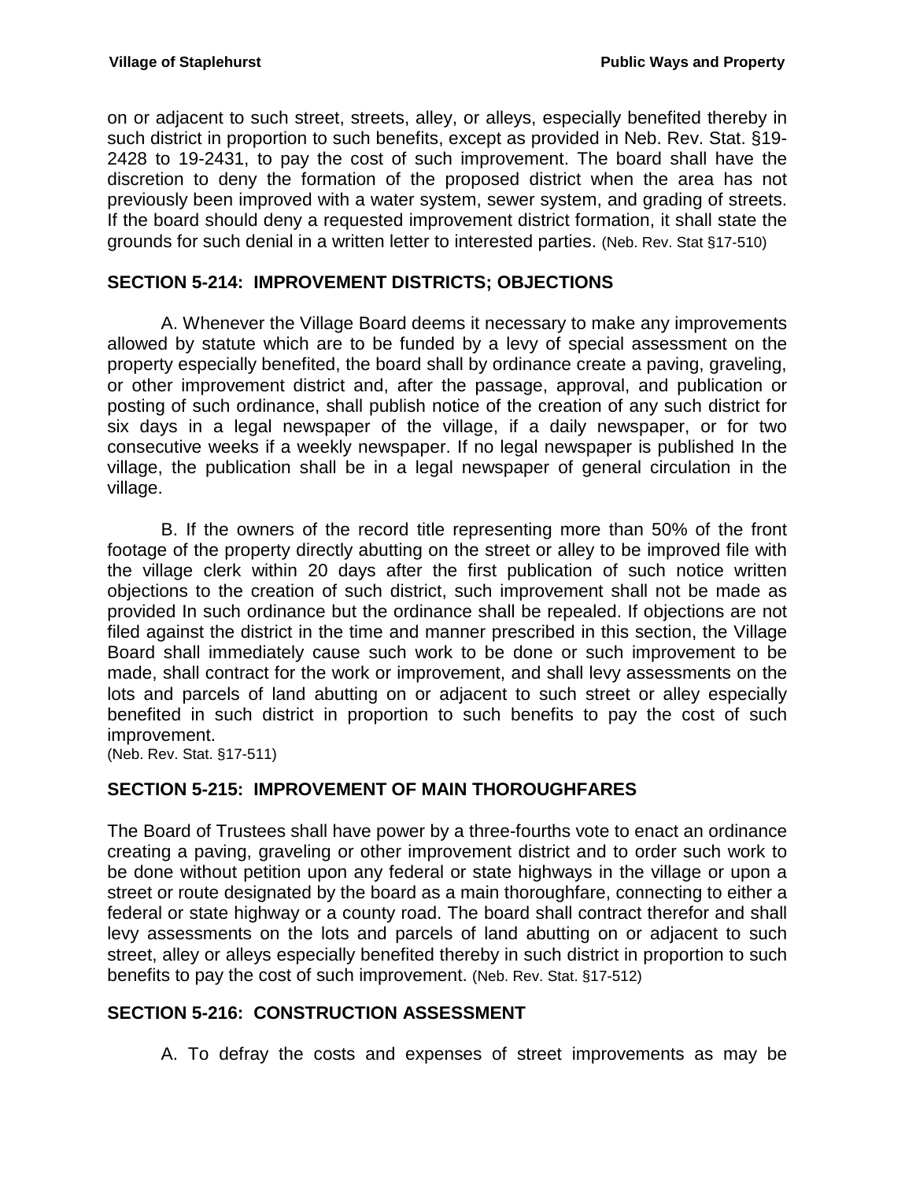on or adjacent to such street, streets, alley, or alleys, especially benefited thereby in such district in proportion to such benefits, except as provided in Neb. Rev. Stat. §19-2428 to 19-2431, to pay the cost of such improvement. The board shall have the discretion to deny the formation of the proposed district when the area has not previously been improved with a water system, sewer system, and grading of streets. If the board should deny a requested improvement district formation, it shall state the grounds for such denial in a written letter to interested parties. (Neb. Rev. Stat §17-510)

## SECTION 5-214: IMPROVEMENT DISTRICTS; OBJECTIONS

A. Whenever the Village Board deems it necessary to make any improvements allowed by statute which are to be funded by a levy of special assessment on the property especially benefited, the board shall by ordinance create a paving, graveling, or other improvement district and, after the passage, approval, and publication or posting of such ordinance, shall publish notice of the creation of any such district for six days in a legal newspaper of the village, if a daily newspaper, or for two consecutive weeks if a weekly newspaper. If no legal newspaper is published In the village, the publication shall be in a legal newspaper of general circulation in the village.

B. If the owners of the record title representing more than 50% of the front footage of the property directly abutting on the street or alley to be improved file with the village clerk within 20 days after the first publication of such notice written objections to the creation of such district, such improvement shall not be made as provided In such ordinance but the ordinance shall be repealed. If objections are not filed against the district in the time and manner prescribed in this section, the Village Board shall immediately cause such work to be done or such improvement to be made, shall contract for the work or improvement, and shall levy assessments on the lots and parcels of land abutting on or adjacent to such street or alley especially benefited in such district in proportion to such benefits to pay the cost of such improvement.
(Neb. Rev. Stat. §17-511)

## SECTION 5-215: IMPROVEMENT OF MAIN THOROUGHFARES

The Board of Trustees shall have power by a three-fourths vote to enact an ordinance creating a paving, graveling or other improvement district and to order such work to be done without petition upon any federal or state highways in the village or upon a street or route designated by the board as a main thoroughfare, connecting to either a federal or state highway or a county road. The board shall contract therefor and shall levy assessments on the lots and parcels of land abutting on or adjacent to such street, alley or alleys especially benefited thereby in such district in proportion to such benefits to pay the cost of such improvement. (Neb. Rev. Stat. §17-512)

## SECTION 5-216: CONSTRUCTION ASSESSMENT

A. To defray the costs and expenses of street improvements as may be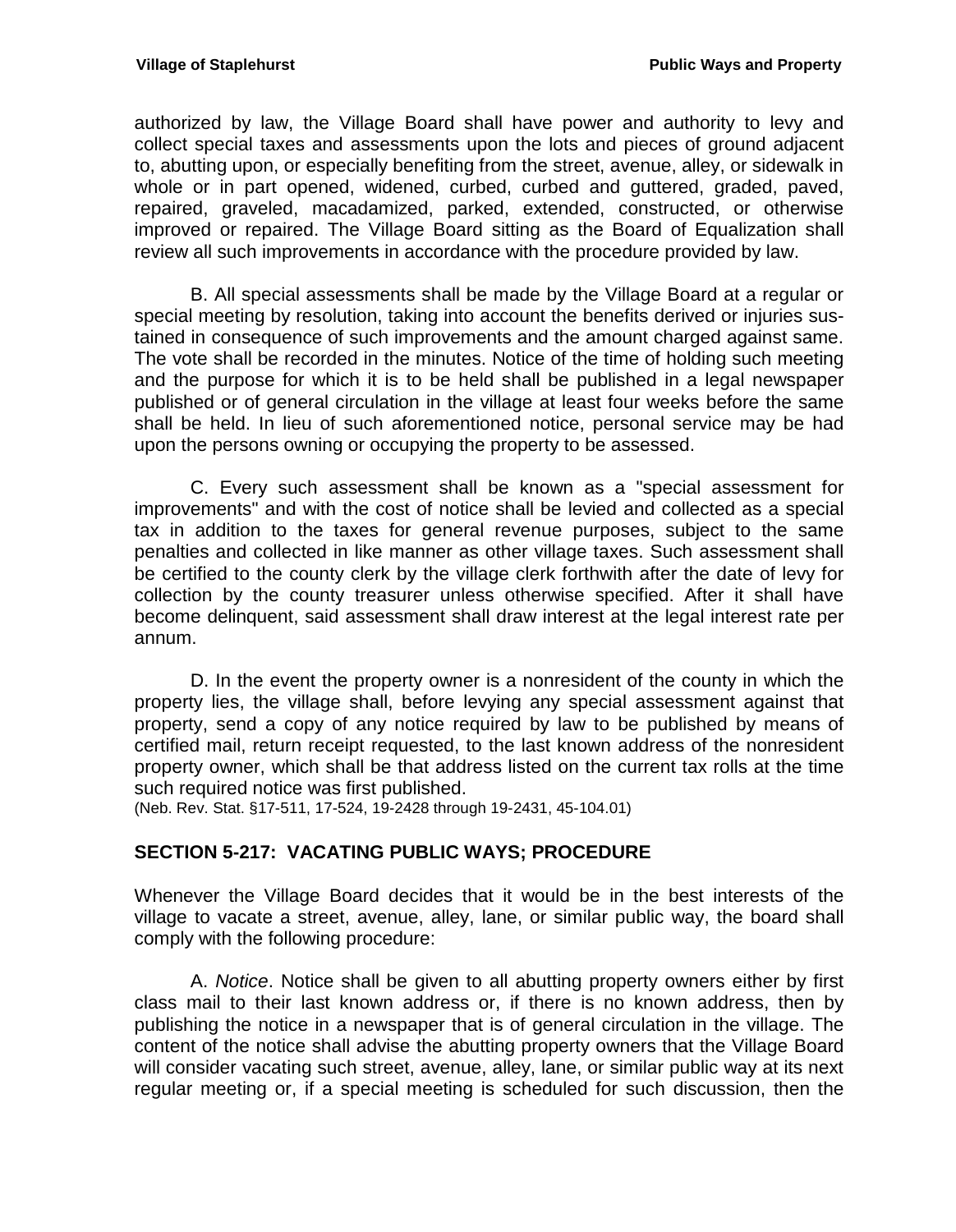authorized by law, the Village Board shall have power and authority to levy and collect special taxes and assessments upon the lots and pieces of ground adjacent to, abutting upon, or especially benefiting from the street, avenue, alley, or sidewalk in whole or in part opened, widened, curbed, curbed and guttered, graded, paved, repaired, graveled, macadamized, parked, extended, constructed, or otherwise improved or repaired. The Village Board sitting as the Board of Equalization shall review all such improvements in accordance with the procedure provided by law.

B. All special assessments shall be made by the Village Board at a regular or special meeting by resolution, taking into account the benefits derived or injuries sustained in consequence of such improvements and the amount charged against same. The vote shall be recorded in the minutes. Notice of the time of holding such meeting and the purpose for which it is to be held shall be published in a legal newspaper published or of general circulation in the village at least four weeks before the same shall be held. In lieu of such aforementioned notice, personal service may be had upon the persons owning or occupying the property to be assessed.

C. Every such assessment shall be known as a "special assessment for improvements" and with the cost of notice shall be levied and collected as a special tax in addition to the taxes for general revenue purposes, subject to the same penalties and collected in like manner as other village taxes. Such assessment shall be certified to the county clerk by the village clerk forthwith after the date of levy for collection by the county treasurer unless otherwise specified. After it shall have become delinquent, said assessment shall draw interest at the legal interest rate per annum.

D. In the event the property owner is a nonresident of the county in which the property lies, the village shall, before levying any special assessment against that property, send a copy of any notice required by law to be published by means of certified mail, return receipt requested, to the last known address of the nonresident property owner, which shall be that address listed on the current tax rolls at the time such required notice was first published.
(Neb. Rev. Stat. §17-511, 17-524, 19-2428 through 19-2431, 45-104.01)

## SECTION 5-217: VACATING PUBLIC WAYS; PROCEDURE

Whenever the Village Board decides that it would be in the best interests of the village to vacate a street, avenue, alley, lane, or similar public way, the board shall comply with the following procedure:

A. *Notice*. Notice shall be given to all abutting property owners either by first class mail to their last known address or, if there is no known address, then by publishing the notice in a newspaper that is of general circulation in the village. The content of the notice shall advise the abutting property owners that the Village Board will consider vacating such street, avenue, alley, lane, or similar public way at its next regular meeting or, if a special meeting is scheduled for such discussion, then the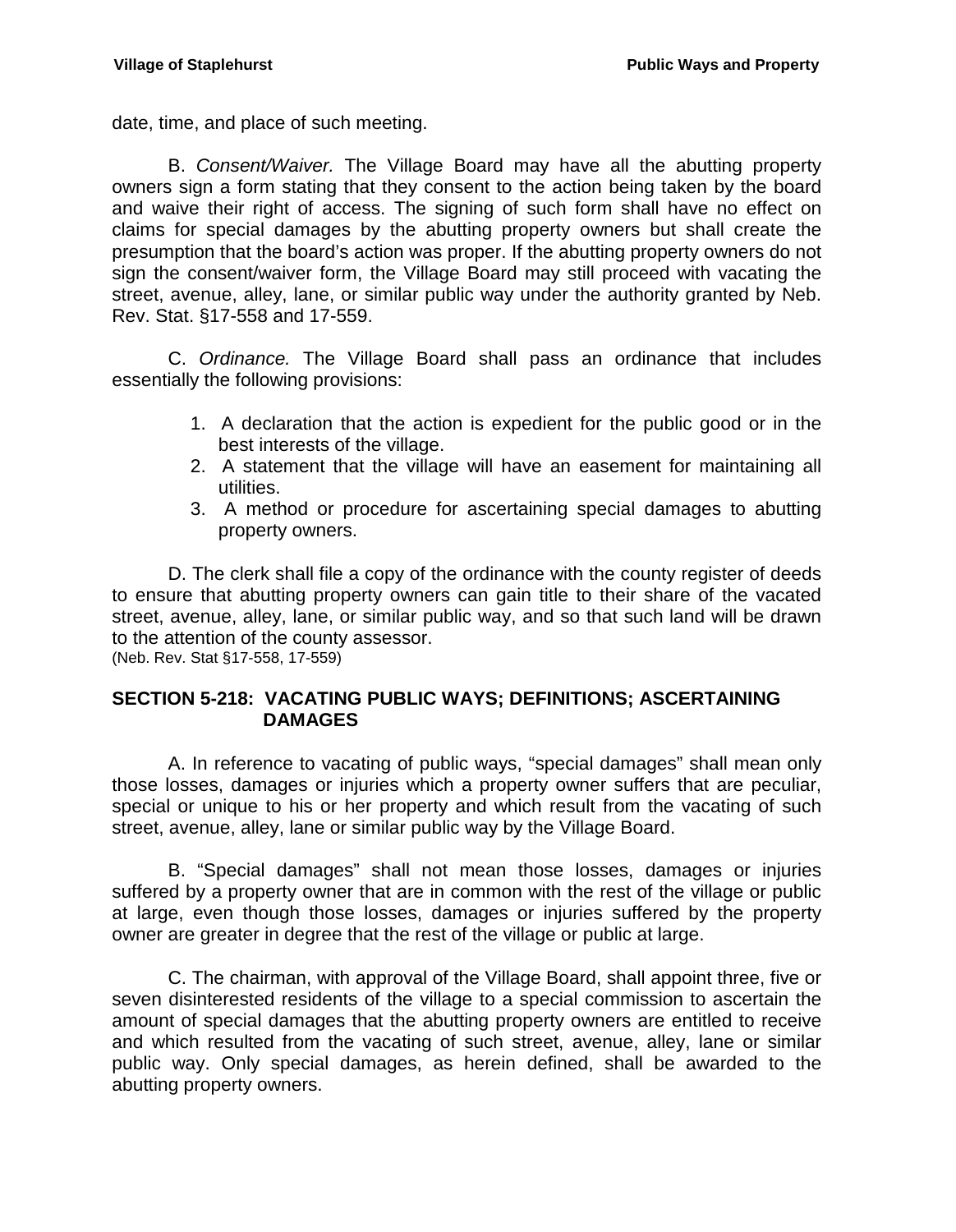date, time, and place of such meeting.

B. *Consent/Waiver.* The Village Board may have all the abutting property owners sign a form stating that they consent to the action being taken by the board and waive their right of access. The signing of such form shall have no effect on claims for special damages by the abutting property owners but shall create the presumption that the board's action was proper. If the abutting property owners do not sign the consent/waiver form, the Village Board may still proceed with vacating the street, avenue, alley, lane, or similar public way under the authority granted by Neb. Rev. Stat. §17-558 and 17-559.

C. *Ordinance.* The Village Board shall pass an ordinance that includes essentially the following provisions:

1. A declaration that the action is expedient for the public good or in the best interests of the village.
2. A statement that the village will have an easement for maintaining all utilities.
3. A method or procedure for ascertaining special damages to abutting property owners.

D. The clerk shall file a copy of the ordinance with the county register of deeds to ensure that abutting property owners can gain title to their share of the vacated street, avenue, alley, lane, or similar public way, and so that such land will be drawn to the attention of the county assessor.
(Neb. Rev. Stat §17-558, 17-559)

## SECTION 5-218: VACATING PUBLIC WAYS; DEFINITIONS; ASCERTAINING DAMAGES

A. In reference to vacating of public ways, "special damages" shall mean only those losses, damages or injuries which a property owner suffers that are peculiar, special or unique to his or her property and which result from the vacating of such street, avenue, alley, lane or similar public way by the Village Board.

B. "Special damages" shall not mean those losses, damages or injuries suffered by a property owner that are in common with the rest of the village or public at large, even though those losses, damages or injuries suffered by the property owner are greater in degree that the rest of the village or public at large.

C. The chairman, with approval of the Village Board, shall appoint three, five or seven disinterested residents of the village to a special commission to ascertain the amount of special damages that the abutting property owners are entitled to receive and which resulted from the vacating of such street, avenue, alley, lane or similar public way. Only special damages, as herein defined, shall be awarded to the abutting property owners.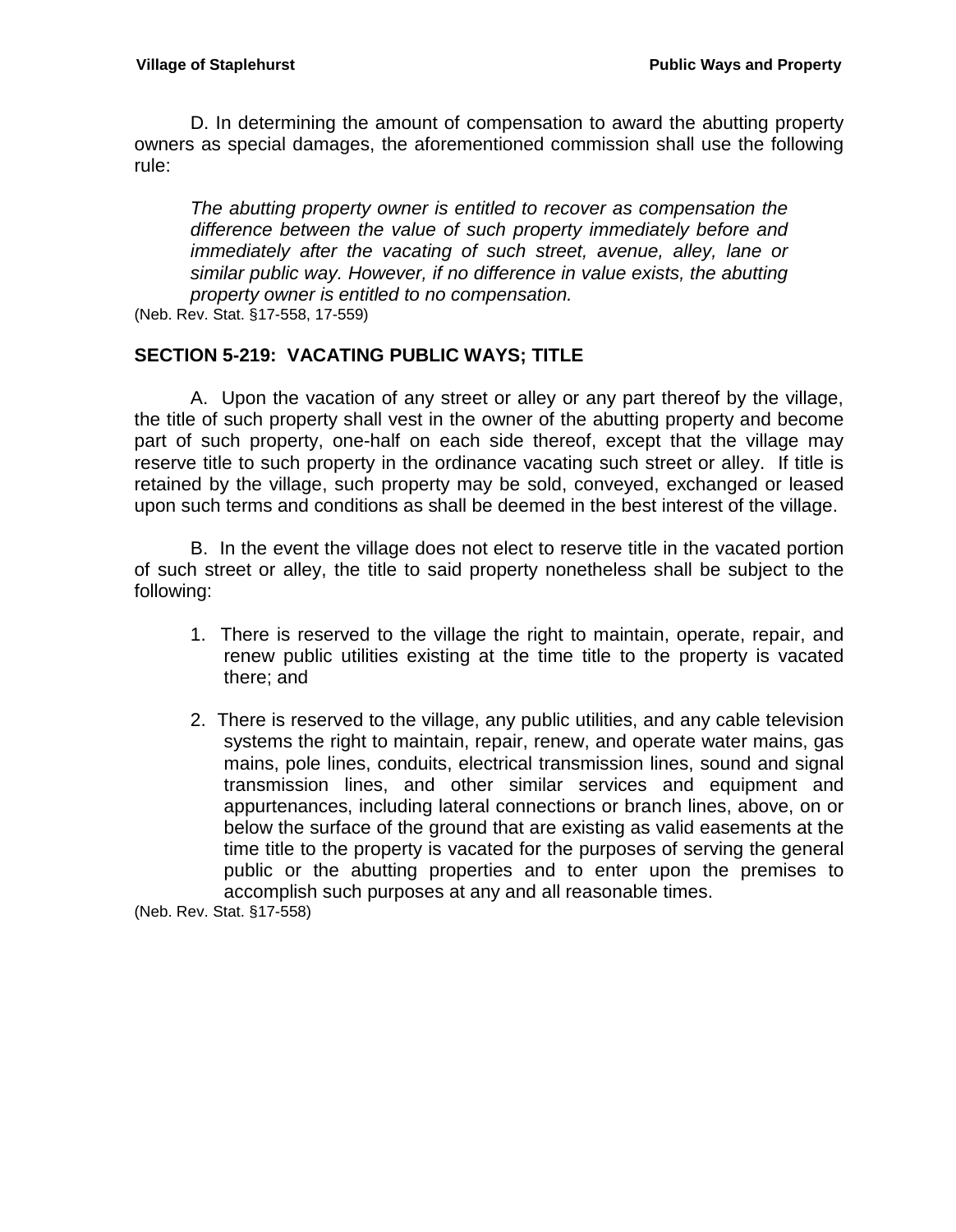D. In determining the amount of compensation to award the abutting property owners as special damages, the aforementioned commission shall use the following rule:

> *The abutting property owner is entitled to recover as compensation the difference between the value of such property immediately before and immediately after the vacating of such street, avenue, alley, lane or similar public way. However, if no difference in value exists, the abutting property owner is entitled to no compensation.*

(Neb. Rev. Stat. §17-558, 17-559)

## SECTION 5-219: VACATING PUBLIC WAYS; TITLE

A. Upon the vacation of any street or alley or any part thereof by the village, the title of such property shall vest in the owner of the abutting property and become part of such property, one-half on each side thereof, except that the village may reserve title to such property in the ordinance vacating such street or alley. If title is retained by the village, such property may be sold, conveyed, exchanged or leased upon such terms and conditions as shall be deemed in the best interest of the village.

B. In the event the village does not elect to reserve title in the vacated portion of such street or alley, the title to said property nonetheless shall be subject to the following:

1. There is reserved to the village the right to maintain, operate, repair, and renew public utilities existing at the time title to the property is vacated there; and

2. There is reserved to the village, any public utilities, and any cable television systems the right to maintain, repair, renew, and operate water mains, gas mains, pole lines, conduits, electrical transmission lines, sound and signal transmission lines, and other similar services and equipment and appurtenances, including lateral connections or branch lines, above, on or below the surface of the ground that are existing as valid easements at the time title to the property is vacated for the purposes of serving the general public or the abutting properties and to enter upon the premises to accomplish such purposes at any and all reasonable times.

(Neb. Rev. Stat. §17-558)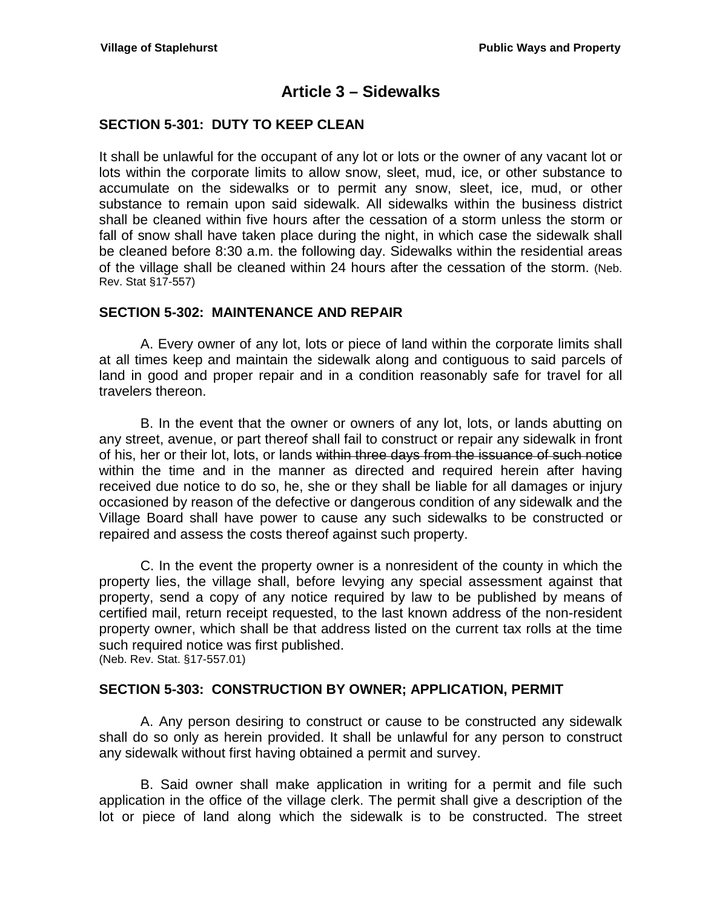# Article 3 – Sidewalks

## SECTION 5-301: DUTY TO KEEP CLEAN

It shall be unlawful for the occupant of any lot or lots or the owner of any vacant lot or lots within the corporate limits to allow snow, sleet, mud, ice, or other substance to accumulate on the sidewalks or to permit any snow, sleet, ice, mud, or other substance to remain upon said sidewalk. All sidewalks within the business district shall be cleaned within five hours after the cessation of a storm unless the storm or fall of snow shall have taken place during the night, in which case the sidewalk shall be cleaned before 8:30 a.m. the following day. Sidewalks within the residential areas of the village shall be cleaned within 24 hours after the cessation of the storm. (Neb. Rev. Stat §17-557)

## SECTION 5-302: MAINTENANCE AND REPAIR

A. Every owner of any lot, lots or piece of land within the corporate limits shall at all times keep and maintain the sidewalk along and contiguous to said parcels of land in good and proper repair and in a condition reasonably safe for travel for all travelers thereon.

B. In the event that the owner or owners of any lot, lots, or lands abutting on any street, avenue, or part thereof shall fail to construct or repair any sidewalk in front of his, her or their lot, lots, or lands ~~within three days from the issuance of such notice~~ within the time and in the manner as directed and required herein after having received due notice to do so, he, she or they shall be liable for all damages or injury occasioned by reason of the defective or dangerous condition of any sidewalk and the Village Board shall have power to cause any such sidewalks to be constructed or repaired and assess the costs thereof against such property.

C. In the event the property owner is a nonresident of the county in which the property lies, the village shall, before levying any special assessment against that property, send a copy of any notice required by law to be published by means of certified mail, return receipt requested, to the last known address of the non-resident property owner, which shall be that address listed on the current tax rolls at the time such required notice was first published.
(Neb. Rev. Stat. §17-557.01)

## SECTION 5-303: CONSTRUCTION BY OWNER; APPLICATION, PERMIT

A. Any person desiring to construct or cause to be constructed any sidewalk shall do so only as herein provided. It shall be unlawful for any person to construct any sidewalk without first having obtained a permit and survey.

B. Said owner shall make application in writing for a permit and file such application in the office of the village clerk. The permit shall give a description of the lot or piece of land along which the sidewalk is to be constructed. The street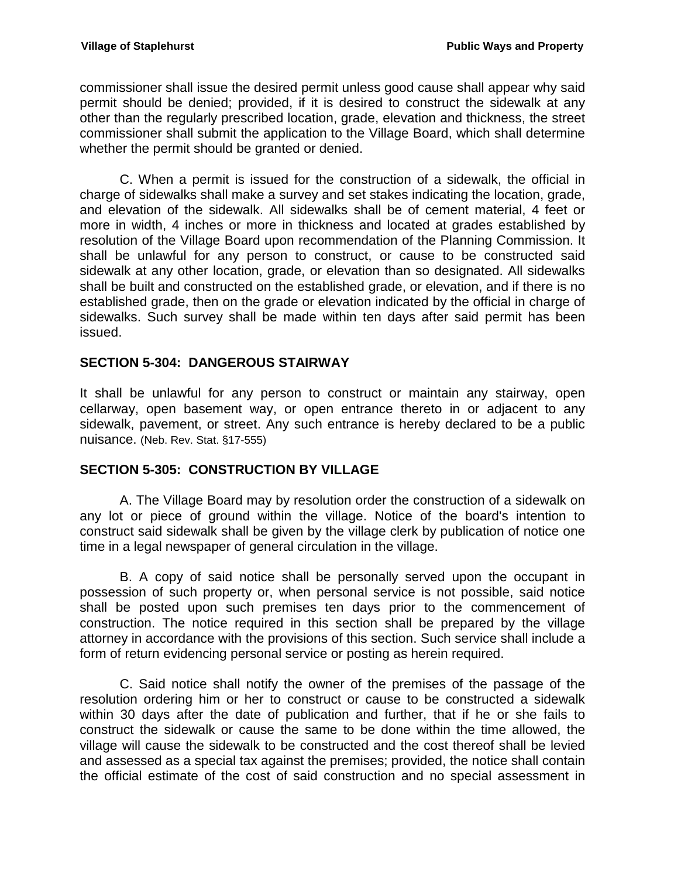commissioner shall issue the desired permit unless good cause shall appear why said permit should be denied; provided, if it is desired to construct the sidewalk at any other than the regularly prescribed location, grade, elevation and thickness, the street commissioner shall submit the application to the Village Board, which shall determine whether the permit should be granted or denied.

C. When a permit is issued for the construction of a sidewalk, the official in charge of sidewalks shall make a survey and set stakes indicating the location, grade, and elevation of the sidewalk. All sidewalks shall be of cement material, 4 feet or more in width, 4 inches or more in thickness and located at grades established by resolution of the Village Board upon recommendation of the Planning Commission. It shall be unlawful for any person to construct, or cause to be constructed said sidewalk at any other location, grade, or elevation than so designated. All sidewalks shall be built and constructed on the established grade, or elevation, and if there is no established grade, then on the grade or elevation indicated by the official in charge of sidewalks. Such survey shall be made within ten days after said permit has been issued.

## SECTION 5-304: DANGEROUS STAIRWAY

It shall be unlawful for any person to construct or maintain any stairway, open cellarway, open basement way, or open entrance thereto in or adjacent to any sidewalk, pavement, or street. Any such entrance is hereby declared to be a public nuisance. (Neb. Rev. Stat. §17-555)

## SECTION 5-305: CONSTRUCTION BY VILLAGE

A. The Village Board may by resolution order the construction of a sidewalk on any lot or piece of ground within the village. Notice of the board's intention to construct said sidewalk shall be given by the village clerk by publication of notice one time in a legal newspaper of general circulation in the village.

B. A copy of said notice shall be personally served upon the occupant in possession of such property or, when personal service is not possible, said notice shall be posted upon such premises ten days prior to the commencement of construction. The notice required in this section shall be prepared by the village attorney in accordance with the provisions of this section. Such service shall include a form of return evidencing personal service or posting as herein required.

C. Said notice shall notify the owner of the premises of the passage of the resolution ordering him or her to construct or cause to be constructed a sidewalk within 30 days after the date of publication and further, that if he or she fails to construct the sidewalk or cause the same to be done within the time allowed, the village will cause the sidewalk to be constructed and the cost thereof shall be levied and assessed as a special tax against the premises; provided, the notice shall contain the official estimate of the cost of said construction and no special assessment in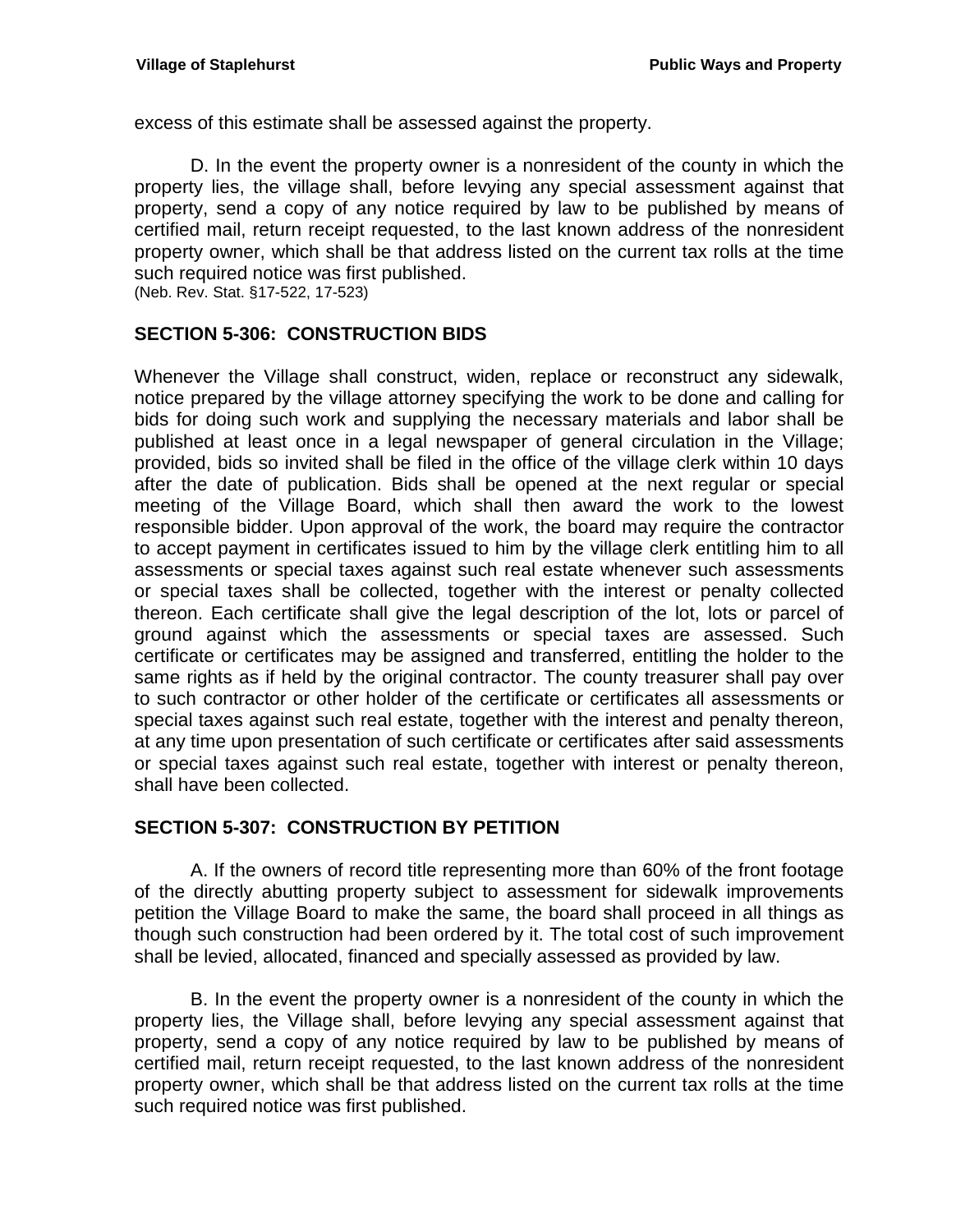excess of this estimate shall be assessed against the property.

D. In the event the property owner is a nonresident of the county in which the property lies, the village shall, before levying any special assessment against that property, send a copy of any notice required by law to be published by means of certified mail, return receipt requested, to the last known address of the nonresident property owner, which shall be that address listed on the current tax rolls at the time such required notice was first published.
(Neb. Rev. Stat. §17-522, 17-523)

## SECTION 5-306: CONSTRUCTION BIDS

Whenever the Village shall construct, widen, replace or reconstruct any sidewalk, notice prepared by the village attorney specifying the work to be done and calling for bids for doing such work and supplying the necessary materials and labor shall be published at least once in a legal newspaper of general circulation in the Village; provided, bids so invited shall be filed in the office of the village clerk within 10 days after the date of publication. Bids shall be opened at the next regular or special meeting of the Village Board, which shall then award the work to the lowest responsible bidder. Upon approval of the work, the board may require the contractor to accept payment in certificates issued to him by the village clerk entitling him to all assessments or special taxes against such real estate whenever such assessments or special taxes shall be collected, together with the interest or penalty collected thereon. Each certificate shall give the legal description of the lot, lots or parcel of ground against which the assessments or special taxes are assessed. Such certificate or certificates may be assigned and transferred, entitling the holder to the same rights as if held by the original contractor. The county treasurer shall pay over to such contractor or other holder of the certificate or certificates all assessments or special taxes against such real estate, together with the interest and penalty thereon, at any time upon presentation of such certificate or certificates after said assessments or special taxes against such real estate, together with interest or penalty thereon, shall have been collected.

## SECTION 5-307: CONSTRUCTION BY PETITION

A. If the owners of record title representing more than 60% of the front footage of the directly abutting property subject to assessment for sidewalk improvements petition the Village Board to make the same, the board shall proceed in all things as though such construction had been ordered by it. The total cost of such improvement shall be levied, allocated, financed and specially assessed as provided by law.

B. In the event the property owner is a nonresident of the county in which the property lies, the Village shall, before levying any special assessment against that property, send a copy of any notice required by law to be published by means of certified mail, return receipt requested, to the last known address of the nonresident property owner, which shall be that address listed on the current tax rolls at the time such required notice was first published.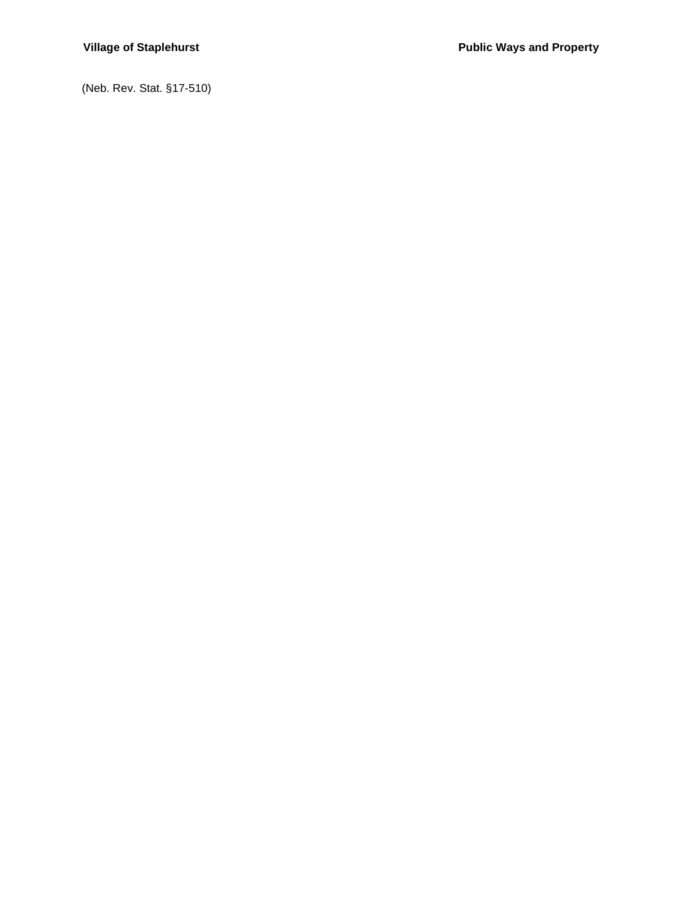(Neb. Rev. Stat. §17-510)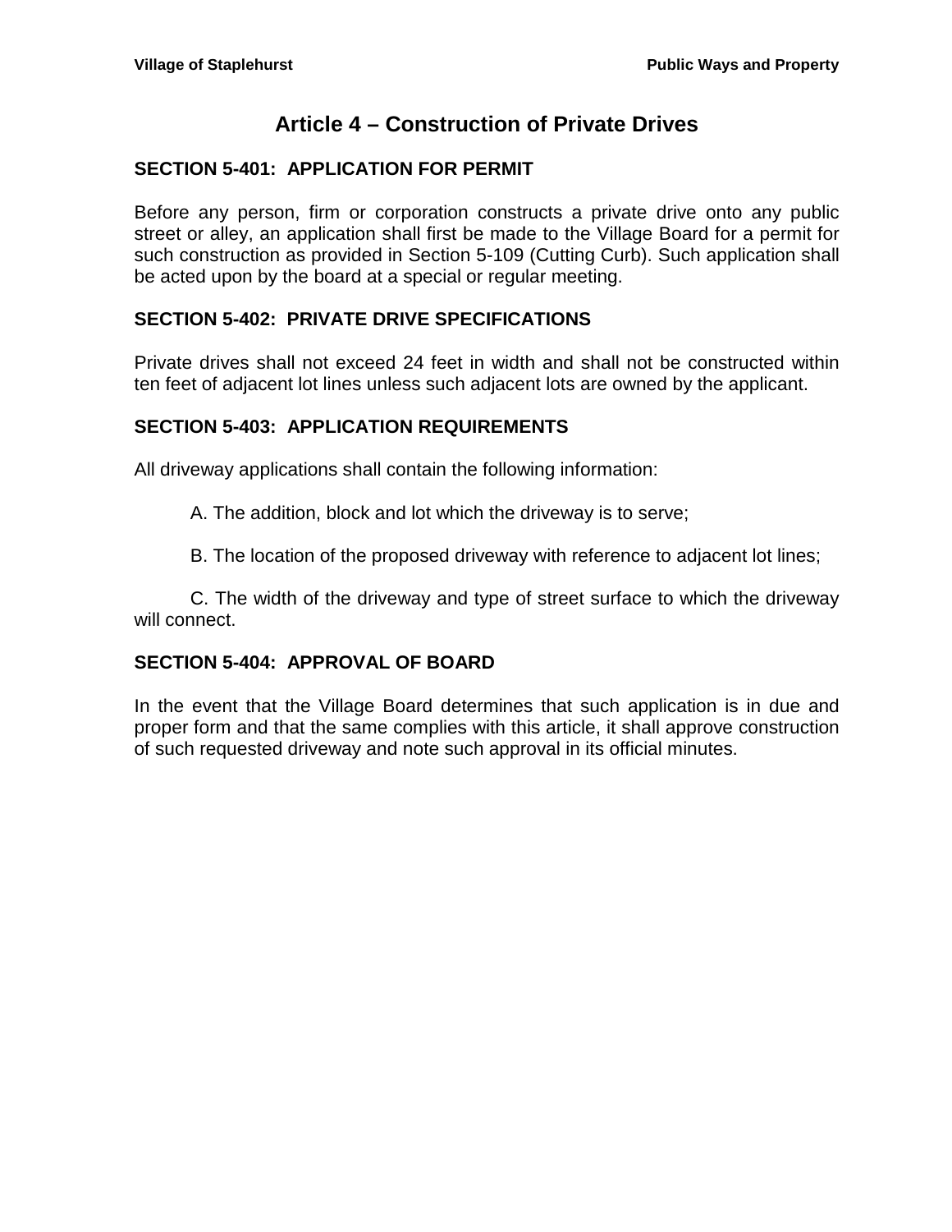# Article 4 – Construction of Private Drives

## SECTION 5-401: APPLICATION FOR PERMIT

Before any person, firm or corporation constructs a private drive onto any public street or alley, an application shall first be made to the Village Board for a permit for such construction as provided in Section 5-109 (Cutting Curb). Such application shall be acted upon by the board at a special or regular meeting.

## SECTION 5-402: PRIVATE DRIVE SPECIFICATIONS

Private drives shall not exceed 24 feet in width and shall not be constructed within ten feet of adjacent lot lines unless such adjacent lots are owned by the applicant.

## SECTION 5-403: APPLICATION REQUIREMENTS

All driveway applications shall contain the following information:

A. The addition, block and lot which the driveway is to serve;

B. The location of the proposed driveway with reference to adjacent lot lines;

C. The width of the driveway and type of street surface to which the driveway will connect.

## SECTION 5-404: APPROVAL OF BOARD

In the event that the Village Board determines that such application is in due and proper form and that the same complies with this article, it shall approve construction of such requested driveway and note such approval in its official minutes.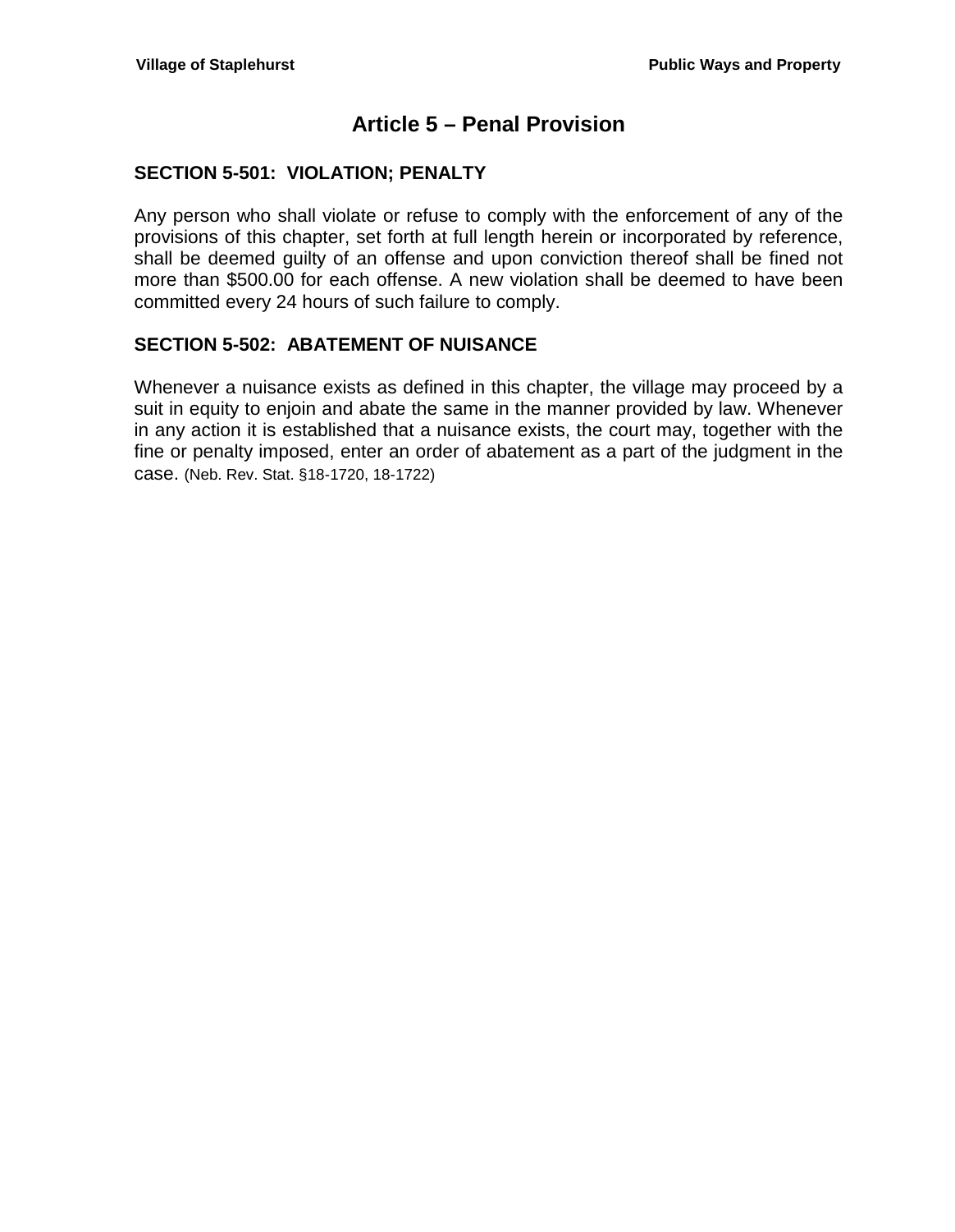# Article 5 – Penal Provision

## SECTION 5-501: VIOLATION; PENALTY

Any person who shall violate or refuse to comply with the enforcement of any of the provisions of this chapter, set forth at full length herein or incorporated by reference, shall be deemed guilty of an offense and upon conviction thereof shall be fined not more than $500.00 for each offense. A new violation shall be deemed to have been committed every 24 hours of such failure to comply.

## SECTION 5-502: ABATEMENT OF NUISANCE

Whenever a nuisance exists as defined in this chapter, the village may proceed by a suit in equity to enjoin and abate the same in the manner provided by law. Whenever in any action it is established that a nuisance exists, the court may, together with the fine or penalty imposed, enter an order of abatement as a part of the judgment in the case. (Neb. Rev. Stat. §18-1720, 18-1722)